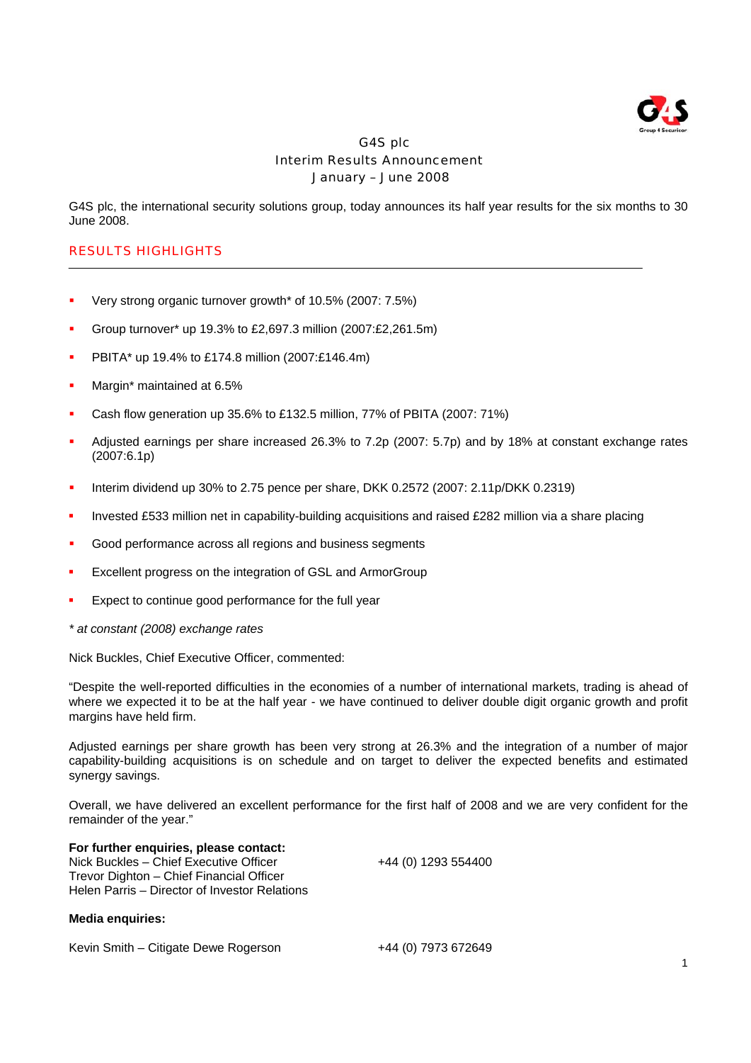# G4S plc
## Interim Results Announcement
## January – June 2008

G4S plc, the international security solutions group, today announces its half year results for the six months to 30 June 2008.

## RESULTS HIGHLIGHTS

- Very strong organic turnover growth* of 10.5% (2007: 7.5%)
- Group turnover* up 19.3% to £2,697.3 million (2007:£2,261.5m)
- PBITA* up 19.4% to £174.8 million (2007:£146.4m)
- Margin* maintained at 6.5%
- Cash flow generation up 35.6% to £132.5 million, 77% of PBITA (2007: 71%)
- Adjusted earnings per share increased 26.3% to 7.2p (2007: 5.7p) and by 18% at constant exchange rates (2007:6.1p)
- Interim dividend up 30% to 2.75 pence per share, DKK 0.2572 (2007: 2.11p/DKK 0.2319)
- Invested £533 million net in capability-building acquisitions and raised £282 million via a share placing
- Good performance across all regions and business segments
- Excellent progress on the integration of GSL and ArmorGroup
- Expect to continue good performance for the full year

*\* at constant (2008) exchange rates*

Nick Buckles, Chief Executive Officer, commented:

"Despite the well-reported difficulties in the economies of a number of international markets, trading is ahead of where we expected it to be at the half year - we have continued to deliver double digit organic growth and profit margins have held firm.

Adjusted earnings per share growth has been very strong at 26.3% and the integration of a number of major capability-building acquisitions is on schedule and on target to deliver the expected benefits and estimated synergy savings.

Overall, we have delivered an excellent performance for the first half of 2008 and we are very confident for the remainder of the year."

**For further enquiries, please contact:**

Nick Buckles – Chief Executive Officer — +44 (0) 1293 554400
Trevor Dighton – Chief Financial Officer
Helen Parris – Director of Investor Relations

**Media enquiries:**

Kevin Smith – Citigate Dewe Rogerson — +44 (0) 7973 672649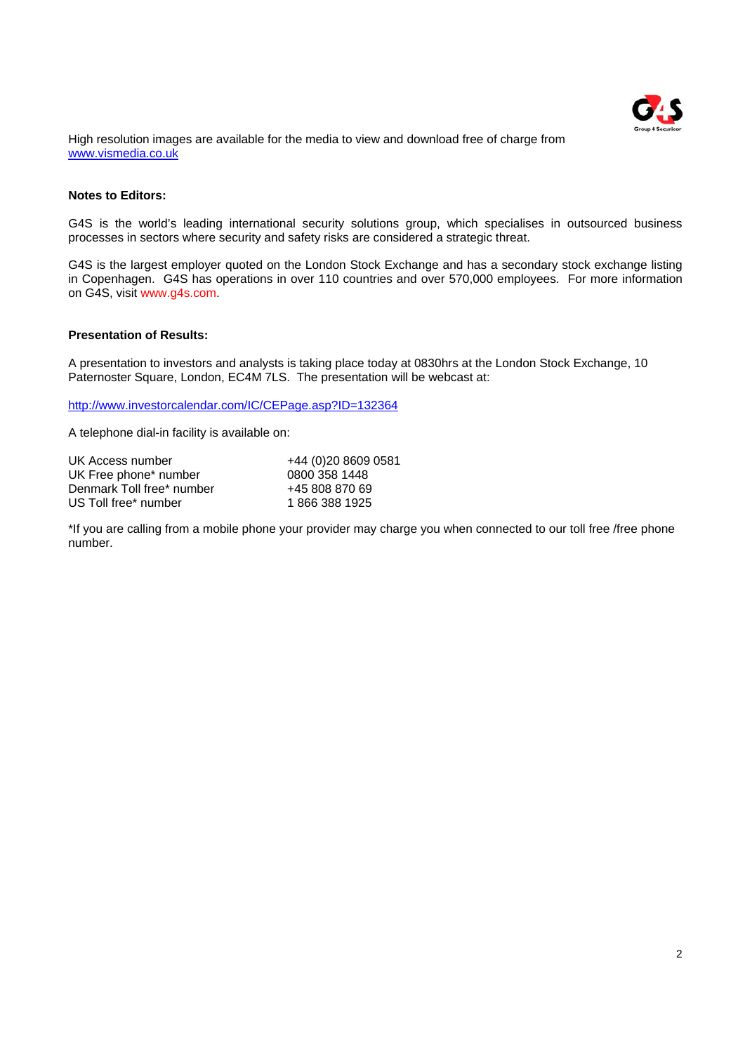High resolution images are available for the media to view and download free of charge from www.vismedia.co.uk

**Notes to Editors:**

G4S is the world's leading international security solutions group, which specialises in outsourced business processes in sectors where security and safety risks are considered a strategic threat.

G4S is the largest employer quoted on the London Stock Exchange and has a secondary stock exchange listing in Copenhagen. G4S has operations in over 110 countries and over 570,000 employees. For more information on G4S, visit www.g4s.com.

**Presentation of Results:**

A presentation to investors and analysts is taking place today at 0830hrs at the London Stock Exchange, 10 Paternoster Square, London, EC4M 7LS. The presentation will be webcast at:

http://www.investorcalendar.com/IC/CEPage.asp?ID=132364

A telephone dial-in facility is available on:

| | |
|---|---|
| UK Access number | +44 (0)20 8609 0581 |
| UK Free phone* number | 0800 358 1448 |
| Denmark Toll free* number | +45 808 870 69 |
| US Toll free* number | 1 866 388 1925 |

*If you are calling from a mobile phone your provider may charge you when connected to our toll free /free phone number.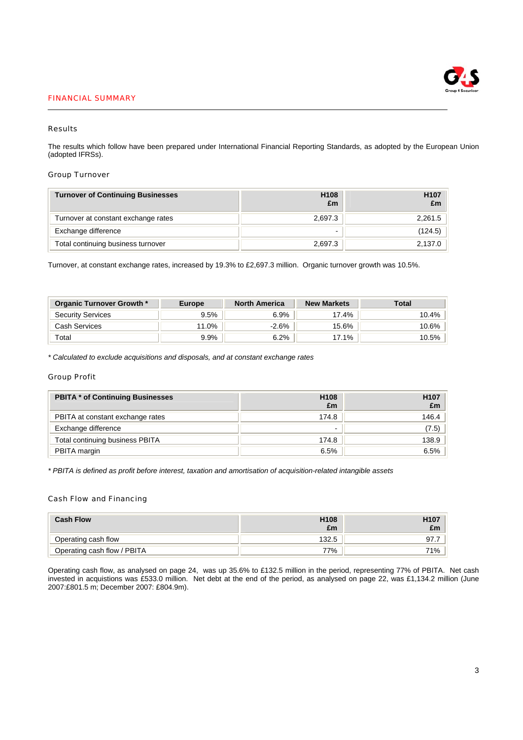## FINANCIAL SUMMARY

### Results

The results which follow have been prepared under International Financial Reporting Standards, as adopted by the European Union (adopted IFRSs).

### Group Turnover

| Turnover of Continuing Businesses | H108 £m | H107 £m |
|---|---|---|
| Turnover at constant exchange rates | 2,697.3 | 2,261.5 |
| Exchange difference | - | (124.5) |
| Total continuing business turnover | 2,697.3 | 2,137.0 |

Turnover, at constant exchange rates, increased by 19.3% to £2,697.3 million. Organic turnover growth was 10.5%.

| Organic Turnover Growth * | Europe | North America | New Markets | Total |
|---|---|---|---|---|
| Security Services | 9.5% | 6.9% | 17.4% | 10.4% |
| Cash Services | 11.0% | -2.6% | 15.6% | 10.6% |
| Total | 9.9% | 6.2% | 17.1% | 10.5% |

*\* Calculated to exclude acquisitions and disposals, and at constant exchange rates*

### Group Profit

| PBITA * of Continuing Businesses | H108 £m | H107 £m |
|---|---|---|
| PBITA at constant exchange rates | 174.8 | 146.4 |
| Exchange difference | - | (7.5) |
| Total continuing business PBITA | 174.8 | 138.9 |
| PBITA margin | 6.5% | 6.5% |

*\* PBITA is defined as profit before interest, taxation and amortisation of acquisition-related intangible assets*

### Cash Flow and Financing

| Cash Flow | H108 £m | H107 £m |
|---|---|---|
| Operating cash flow | 132.5 | 97.7 |
| Operating cash flow / PBITA | 77% | 71% |

Operating cash flow, as analysed on page 24, was up 35.6% to £132.5 million in the period, representing 77% of PBITA. Net cash invested in acquistions was £533.0 million. Net debt at the end of the period, as analysed on page 22, was £1,134.2 million (June 2007:£801.5 m; December 2007: £804.9m).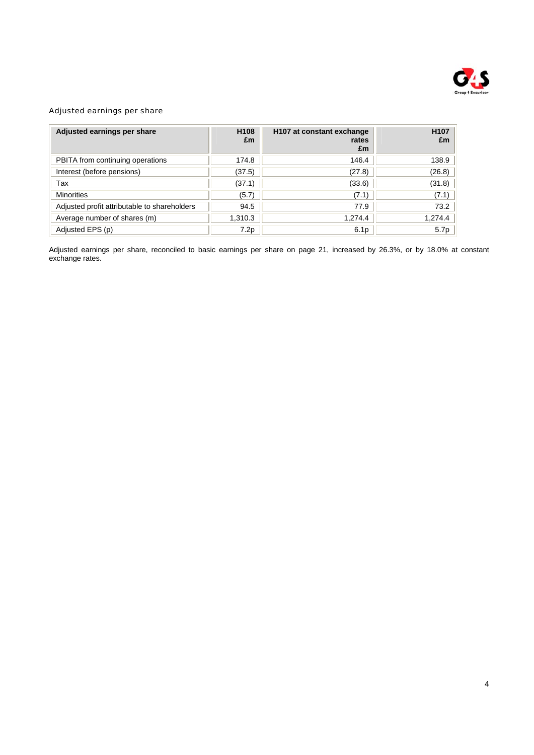## Adjusted earnings per share

| Adjusted earnings per share | H108 £m | H107 at constant exchange rates £m | H107 £m |
|---|---|---|---|
| PBITA from continuing operations | 174.8 | 146.4 | 138.9 |
| Interest (before pensions) | (37.5) | (27.8) | (26.8) |
| Tax | (37.1) | (33.6) | (31.8) |
| Minorities | (5.7) | (7.1) | (7.1) |
| Adjusted profit attributable to shareholders | 94.5 | 77.9 | 73.2 |
| Average number of shares (m) | 1,310.3 | 1,274.4 | 1,274.4 |
| Adjusted EPS (p) | 7.2p | 6.1p | 5.7p |

Adjusted earnings per share, reconciled to basic earnings per share on page 21, increased by 26.3%, or by 18.0% at constant exchange rates.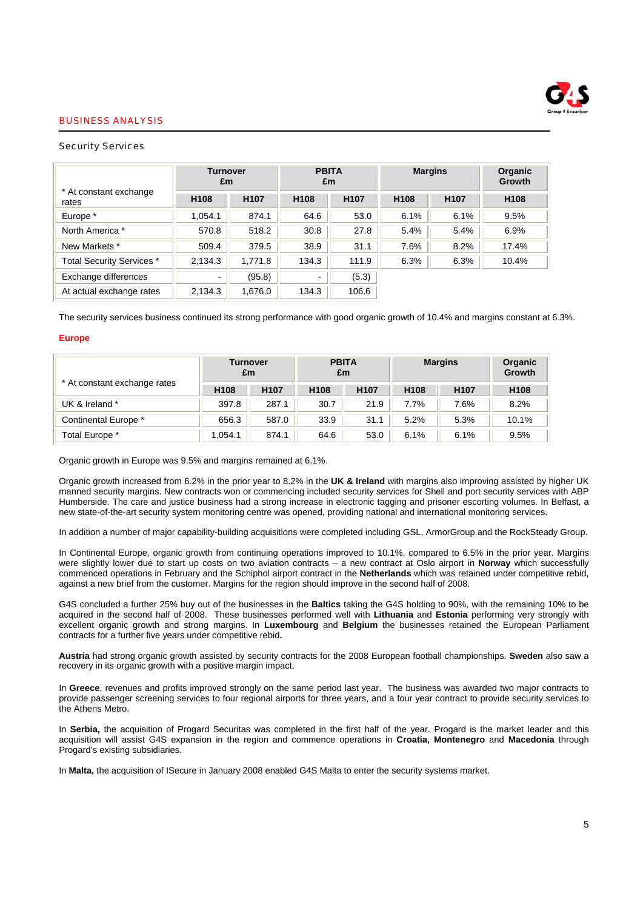## BUSINESS ANALYSIS

### Security Services

| * At constant exchange rates | Turnover £m | | PBITA £m | | Margins | | Organic Growth |
|---|---|---|---|---|---|---|---|
| | H108 | H107 | H108 | H107 | H108 | H107 | H108 |
| Europe * | 1,054.1 | 874.1 | 64.6 | 53.0 | 6.1% | 6.1% | 9.5% |
| North America * | 570.8 | 518.2 | 30.8 | 27.8 | 5.4% | 5.4% | 6.9% |
| New Markets * | 509.4 | 379.5 | 38.9 | 31.1 | 7.6% | 8.2% | 17.4% |
| Total Security Services * | 2,134.3 | 1,771.8 | 134.3 | 111.9 | 6.3% | 6.3% | 10.4% |
| Exchange differences | - | (95.8) | - | (5.3) | | | |
| At actual exchange rates | 2,134.3 | 1,676.0 | 134.3 | 106.6 | | | |

The security services business continued its strong performance with good organic growth of 10.4% and margins constant at 6.3%.

**Europe**

| * At constant exchange rates | Turnover £m | | PBITA £m | | Margins | | Organic Growth |
|---|---|---|---|---|---|---|---|
| | H108 | H107 | H108 | H107 | H108 | H107 | H108 |
| UK & Ireland * | 397.8 | 287.1 | 30.7 | 21.9 | 7.7% | 7.6% | 8.2% |
| Continental Europe * | 656.3 | 587.0 | 33.9 | 31.1 | 5.2% | 5.3% | 10.1% |
| Total Europe * | 1,054.1 | 874.1 | 64.6 | 53.0 | 6.1% | 6.1% | 9.5% |

Organic growth in Europe was 9.5% and margins remained at 6.1%.

Organic growth increased from 6.2% in the prior year to 8.2% in the **UK & Ireland** with margins also improving assisted by higher UK manned security margins. New contracts won or commencing included security services for Shell and port security services with ABP Humberside. The care and justice business had a strong increase in electronic tagging and prisoner escorting volumes. In Belfast, a new state-of-the-art security system monitoring centre was opened, providing national and international monitoring services.

In addition a number of major capability-building acquisitions were completed including GSL, ArmorGroup and the RockSteady Group.

In Continental Europe, organic growth from continuing operations improved to 10.1%, compared to 6.5% in the prior year. Margins were slightly lower due to start up costs on two aviation contracts – a new contract at Oslo airport in **Norway** which successfully commenced operations in February and the Schiphol airport contract in the **Netherlands** which was retained under competitive rebid, against a new brief from the customer. Margins for the region should improve in the second half of 2008.

G4S concluded a further 25% buy out of the businesses in the **Baltics** taking the G4S holding to 90%, with the remaining 10% to be acquired in the second half of 2008. These businesses performed well with **Lithuania** and **Estonia** performing very strongly with excellent organic growth and strong margins. In **Luxembourg** and **Belgium** the businesses retained the European Parliament contracts for a further five years under competitive rebid**.**

**Austria** had strong organic growth assisted by security contracts for the 2008 European football championships. **Sweden** also saw a recovery in its organic growth with a positive margin impact.

In **Greece**, revenues and profits improved strongly on the same period last year. The business was awarded two major contracts to provide passenger screening services to four regional airports for three years, and a four year contract to provide security services to the Athens Metro.

In **Serbia,** the acquisition of Progard Securitas was completed in the first half of the year. Progard is the market leader and this acquisition will assist G4S expansion in the region and commence operations in **Croatia, Montenegro** and **Macedonia** through Progard's existing subsidiaries.

In **Malta,** the acquisition of ISecure in January 2008 enabled G4S Malta to enter the security systems market.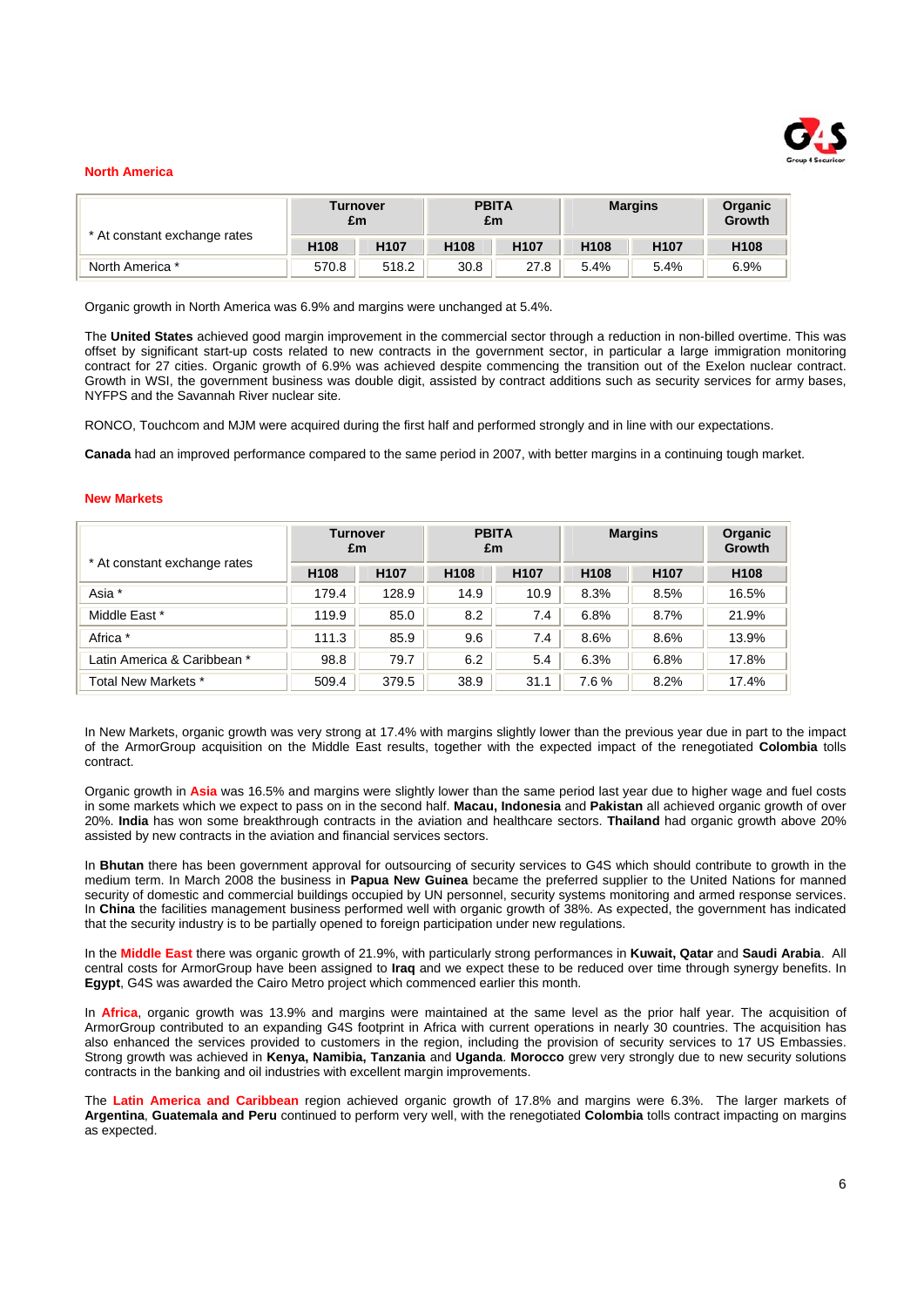## North America

| * At constant exchange rates | Turnover £m | | PBITA £m | | Margins | | Organic Growth |
|---|---|---|---|---|---|---|---|
| | H108 | H107 | H108 | H107 | H108 | H107 | H108 |
| North America * | 570.8 | 518.2 | 30.8 | 27.8 | 5.4% | 5.4% | 6.9% |

Organic growth in North America was 6.9% and margins were unchanged at 5.4%.

The **United States** achieved good margin improvement in the commercial sector through a reduction in non-billed overtime. This was offset by significant start-up costs related to new contracts in the government sector, in particular a large immigration monitoring contract for 27 cities. Organic growth of 6.9% was achieved despite commencing the transition out of the Exelon nuclear contract. Growth in WSI, the government business was double digit, assisted by contract additions such as security services for army bases, NYFPS and the Savannah River nuclear site.

RONCO, Touchcom and MJM were acquired during the first half and performed strongly and in line with our expectations.

**Canada** had an improved performance compared to the same period in 2007, with better margins in a continuing tough market.

## New Markets

| * At constant exchange rates | Turnover £m | | PBITA £m | | Margins | | Organic Growth |
|---|---|---|---|---|---|---|---|
| | H108 | H107 | H108 | H107 | H108 | H107 | H108 |
| Asia * | 179.4 | 128.9 | 14.9 | 10.9 | 8.3% | 8.5% | 16.5% |
| Middle East * | 119.9 | 85.0 | 8.2 | 7.4 | 6.8% | 8.7% | 21.9% |
| Africa * | 111.3 | 85.9 | 9.6 | 7.4 | 8.6% | 8.6% | 13.9% |
| Latin America & Caribbean * | 98.8 | 79.7 | 6.2 | 5.4 | 6.3% | 6.8% | 17.8% |
| Total New Markets * | 509.4 | 379.5 | 38.9 | 31.1 | 7.6 % | 8.2% | 17.4% |

In New Markets, organic growth was very strong at 17.4% with margins slightly lower than the previous year due in part to the impact of the ArmorGroup acquisition on the Middle East results, together with the expected impact of the renegotiated **Colombia** tolls contract.

Organic growth in **Asia** was 16.5% and margins were slightly lower than the same period last year due to higher wage and fuel costs in some markets which we expect to pass on in the second half. **Macau, Indonesia** and **Pakistan** all achieved organic growth of over 20%. **India** has won some breakthrough contracts in the aviation and healthcare sectors. **Thailand** had organic growth above 20% assisted by new contracts in the aviation and financial services sectors.

In **Bhutan** there has been government approval for outsourcing of security services to G4S which should contribute to growth in the medium term. In March 2008 the business in **Papua New Guinea** became the preferred supplier to the United Nations for manned security of domestic and commercial buildings occupied by UN personnel, security systems monitoring and armed response services. In **China** the facilities management business performed well with organic growth of 38%. As expected, the government has indicated that the security industry is to be partially opened to foreign participation under new regulations.

In the **Middle East** there was organic growth of 21.9%, with particularly strong performances in **Kuwait, Qatar** and **Saudi Arabia**. All central costs for ArmorGroup have been assigned to **Iraq** and we expect these to be reduced over time through synergy benefits. In **Egypt**, G4S was awarded the Cairo Metro project which commenced earlier this month.

In **Africa**, organic growth was 13.9% and margins were maintained at the same level as the prior half year. The acquisition of ArmorGroup contributed to an expanding G4S footprint in Africa with current operations in nearly 30 countries. The acquisition has also enhanced the services provided to customers in the region, including the provision of security services to 17 US Embassies. Strong growth was achieved in **Kenya, Namibia, Tanzania** and **Uganda**. **Morocco** grew very strongly due to new security solutions contracts in the banking and oil industries with excellent margin improvements.

The **Latin America and Caribbean** region achieved organic growth of 17.8% and margins were 6.3%. The larger markets of **Argentina**, **Guatemala and Peru** continued to perform very well, with the renegotiated **Colombia** tolls contract impacting on margins as expected.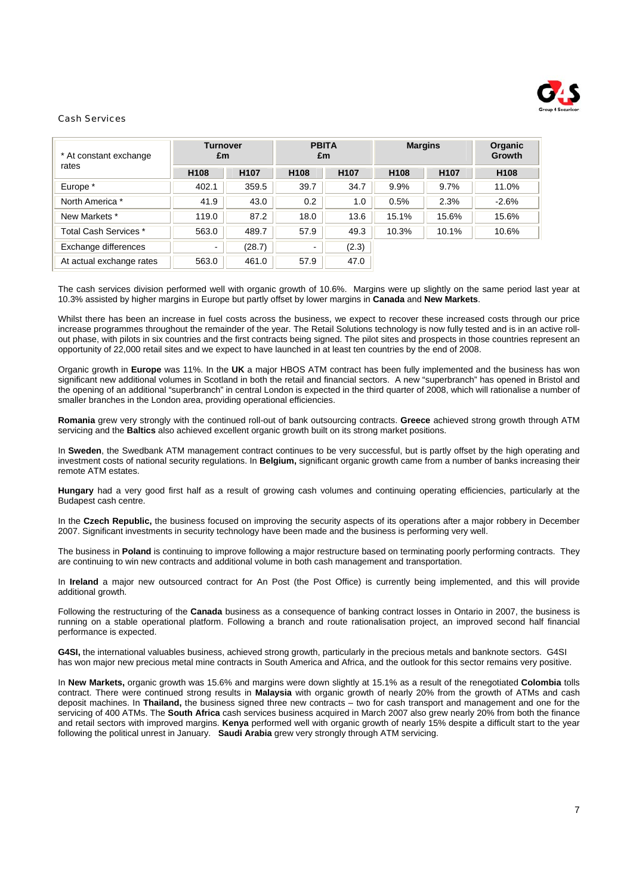## Cash Services

| * At constant exchange rates | Turnover £m | | PBITA £m | | Margins | | Organic Growth |
|---|---|---|---|---|---|---|---|
| | H108 | H107 | H108 | H107 | H108 | H107 | H108 |
| Europe * | 402.1 | 359.5 | 39.7 | 34.7 | 9.9% | 9.7% | 11.0% |
| North America * | 41.9 | 43.0 | 0.2 | 1.0 | 0.5% | 2.3% | -2.6% |
| New Markets * | 119.0 | 87.2 | 18.0 | 13.6 | 15.1% | 15.6% | 15.6% |
| Total Cash Services * | 563.0 | 489.7 | 57.9 | 49.3 | 10.3% | 10.1% | 10.6% |
| Exchange differences | - | (28.7) | - | (2.3) | | | |
| At actual exchange rates | 563.0 | 461.0 | 57.9 | 47.0 | | | |

The cash services division performed well with organic growth of 10.6%. Margins were up slightly on the same period last year at 10.3% assisted by higher margins in Europe but partly offset by lower margins in **Canada** and **New Markets**.

Whilst there has been an increase in fuel costs across the business, we expect to recover these increased costs through our price increase programmes throughout the remainder of the year. The Retail Solutions technology is now fully tested and is in an active roll-out phase, with pilots in six countries and the first contracts being signed. The pilot sites and prospects in those countries represent an opportunity of 22,000 retail sites and we expect to have launched in at least ten countries by the end of 2008.

Organic growth in **Europe** was 11%. In the **UK** a major HBOS ATM contract has been fully implemented and the business has won significant new additional volumes in Scotland in both the retail and financial sectors. A new "superbranch" has opened in Bristol and the opening of an additional "superbranch" in central London is expected in the third quarter of 2008, which will rationalise a number of smaller branches in the London area, providing operational efficiencies.

**Romania** grew very strongly with the continued roll-out of bank outsourcing contracts. **Greece** achieved strong growth through ATM servicing and the **Baltics** also achieved excellent organic growth built on its strong market positions.

In **Sweden**, the Swedbank ATM management contract continues to be very successful, but is partly offset by the high operating and investment costs of national security regulations. In **Belgium,** significant organic growth came from a number of banks increasing their remote ATM estates.

**Hungary** had a very good first half as a result of growing cash volumes and continuing operating efficiencies, particularly at the Budapest cash centre.

In the **Czech Republic,** the business focused on improving the security aspects of its operations after a major robbery in December 2007. Significant investments in security technology have been made and the business is performing very well.

The business in **Poland** is continuing to improve following a major restructure based on terminating poorly performing contracts. They are continuing to win new contracts and additional volume in both cash management and transportation.

In **Ireland** a major new outsourced contract for An Post (the Post Office) is currently being implemented, and this will provide additional growth.

Following the restructuring of the **Canada** business as a consequence of banking contract losses in Ontario in 2007, the business is running on a stable operational platform. Following a branch and route rationalisation project, an improved second half financial performance is expected.

**G4SI,** the international valuables business, achieved strong growth, particularly in the precious metals and banknote sectors. G4SI has won major new precious metal mine contracts in South America and Africa, and the outlook for this sector remains very positive.

In **New Markets,** organic growth was 15.6% and margins were down slightly at 15.1% as a result of the renegotiated **Colombia** tolls contract. There were continued strong results in **Malaysia** with organic growth of nearly 20% from the growth of ATMs and cash deposit machines. In **Thailand,** the business signed three new contracts – two for cash transport and management and one for the servicing of 400 ATMs. The **South Africa** cash services business acquired in March 2007 also grew nearly 20% from both the finance and retail sectors with improved margins. **Kenya** performed well with organic growth of nearly 15% despite a difficult start to the year following the political unrest in January. **Saudi Arabia** grew very strongly through ATM servicing.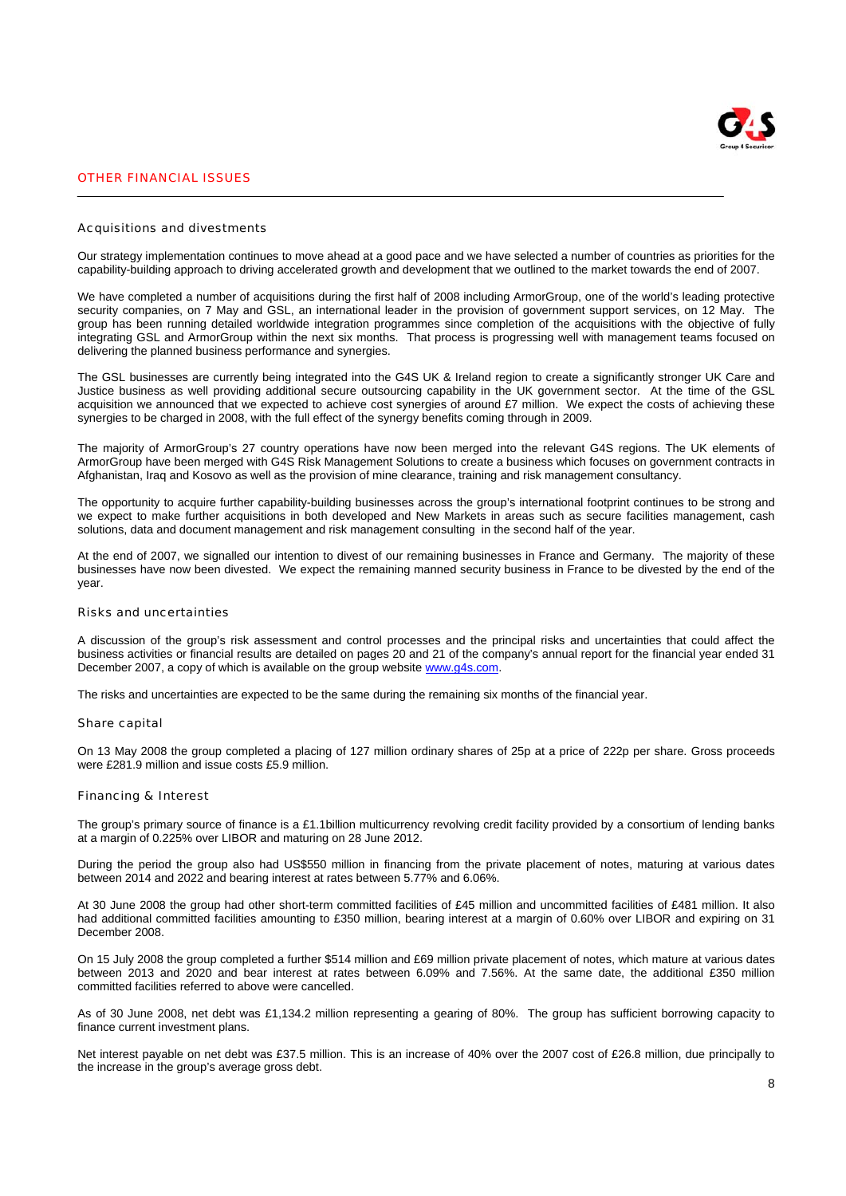## OTHER FINANCIAL ISSUES

### Acquisitions and divestments

Our strategy implementation continues to move ahead at a good pace and we have selected a number of countries as priorities for the capability-building approach to driving accelerated growth and development that we outlined to the market towards the end of 2007.

We have completed a number of acquisitions during the first half of 2008 including ArmorGroup, one of the world's leading protective security companies, on 7 May and GSL, an international leader in the provision of government support services, on 12 May. The group has been running detailed worldwide integration programmes since completion of the acquisitions with the objective of fully integrating GSL and ArmorGroup within the next six months. That process is progressing well with management teams focused on delivering the planned business performance and synergies.

The GSL businesses are currently being integrated into the G4S UK & Ireland region to create a significantly stronger UK Care and Justice business as well providing additional secure outsourcing capability in the UK government sector. At the time of the GSL acquisition we announced that we expected to achieve cost synergies of around £7 million. We expect the costs of achieving these synergies to be charged in 2008, with the full effect of the synergy benefits coming through in 2009.

The majority of ArmorGroup's 27 country operations have now been merged into the relevant G4S regions. The UK elements of ArmorGroup have been merged with G4S Risk Management Solutions to create a business which focuses on government contracts in Afghanistan, Iraq and Kosovo as well as the provision of mine clearance, training and risk management consultancy.

The opportunity to acquire further capability-building businesses across the group's international footprint continues to be strong and we expect to make further acquisitions in both developed and New Markets in areas such as secure facilities management, cash solutions, data and document management and risk management consulting in the second half of the year.

At the end of 2007, we signalled our intention to divest of our remaining businesses in France and Germany. The majority of these businesses have now been divested. We expect the remaining manned security business in France to be divested by the end of the year.

### Risks and uncertainties

A discussion of the group's risk assessment and control processes and the principal risks and uncertainties that could affect the business activities or financial results are detailed on pages 20 and 21 of the company's annual report for the financial year ended 31 December 2007, a copy of which is available on the group website www.g4s.com.

The risks and uncertainties are expected to be the same during the remaining six months of the financial year.

### Share capital

On 13 May 2008 the group completed a placing of 127 million ordinary shares of 25p at a price of 222p per share. Gross proceeds were £281.9 million and issue costs £5.9 million.

### Financing & Interest

The group's primary source of finance is a £1.1billion multicurrency revolving credit facility provided by a consortium of lending banks at a margin of 0.225% over LIBOR and maturing on 28 June 2012.

During the period the group also had US$550 million in financing from the private placement of notes, maturing at various dates between 2014 and 2022 and bearing interest at rates between 5.77% and 6.06%.

At 30 June 2008 the group had other short-term committed facilities of £45 million and uncommitted facilities of £481 million. It also had additional committed facilities amounting to £350 million, bearing interest at a margin of 0.60% over LIBOR and expiring on 31 December 2008.

On 15 July 2008 the group completed a further $514 million and £69 million private placement of notes, which mature at various dates between 2013 and 2020 and bear interest at rates between 6.09% and 7.56%. At the same date, the additional £350 million committed facilities referred to above were cancelled.

As of 30 June 2008, net debt was £1,134.2 million representing a gearing of 80%. The group has sufficient borrowing capacity to finance current investment plans.

Net interest payable on net debt was £37.5 million. This is an increase of 40% over the 2007 cost of £26.8 million, due principally to the increase in the group's average gross debt.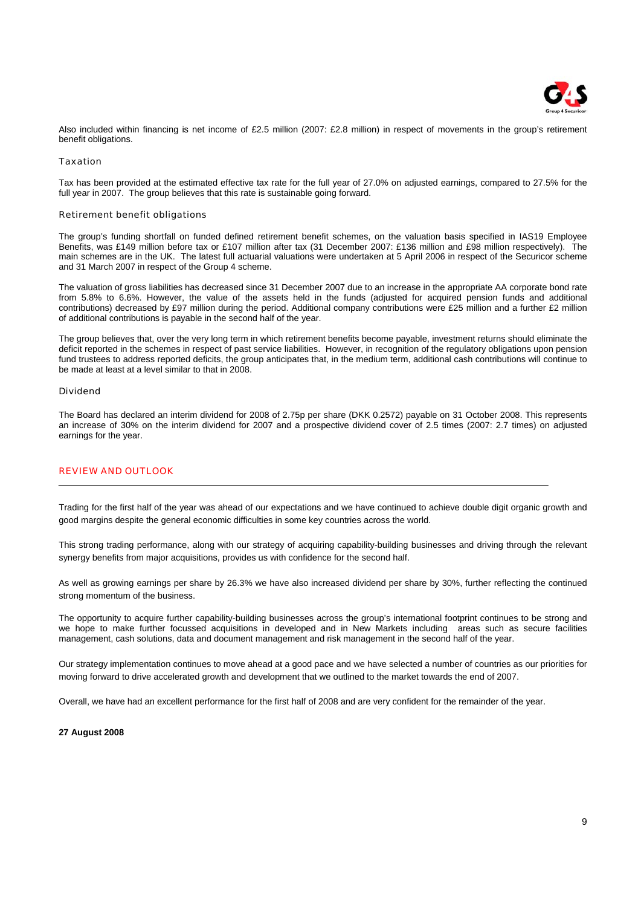Also included within financing is net income of £2.5 million (2007: £2.8 million) in respect of movements in the group's retirement benefit obligations.

### Taxation

Tax has been provided at the estimated effective tax rate for the full year of 27.0% on adjusted earnings, compared to 27.5% for the full year in 2007. The group believes that this rate is sustainable going forward.

### Retirement benefit obligations

The group's funding shortfall on funded defined retirement benefit schemes, on the valuation basis specified in IAS19 Employee Benefits, was £149 million before tax or £107 million after tax (31 December 2007: £136 million and £98 million respectively). The main schemes are in the UK. The latest full actuarial valuations were undertaken at 5 April 2006 in respect of the Securicor scheme and 31 March 2007 in respect of the Group 4 scheme.

The valuation of gross liabilities has decreased since 31 December 2007 due to an increase in the appropriate AA corporate bond rate from 5.8% to 6.6%. However, the value of the assets held in the funds (adjusted for acquired pension funds and additional contributions) decreased by £97 million during the period. Additional company contributions were £25 million and a further £2 million of additional contributions is payable in the second half of the year.

The group believes that, over the very long term in which retirement benefits become payable, investment returns should eliminate the deficit reported in the schemes in respect of past service liabilities. However, in recognition of the regulatory obligations upon pension fund trustees to address reported deficits, the group anticipates that, in the medium term, additional cash contributions will continue to be made at least at a level similar to that in 2008.

### Dividend

The Board has declared an interim dividend for 2008 of 2.75p per share (DKK 0.2572) payable on 31 October 2008. This represents an increase of 30% on the interim dividend for 2007 and a prospective dividend cover of 2.5 times (2007: 2.7 times) on adjusted earnings for the year.

## REVIEW AND OUTLOOK

Trading for the first half of the year was ahead of our expectations and we have continued to achieve double digit organic growth and good margins despite the general economic difficulties in some key countries across the world.

This strong trading performance, along with our strategy of acquiring capability-building businesses and driving through the relevant synergy benefits from major acquisitions, provides us with confidence for the second half.

As well as growing earnings per share by 26.3% we have also increased dividend per share by 30%, further reflecting the continued strong momentum of the business.

The opportunity to acquire further capability-building businesses across the group's international footprint continues to be strong and we hope to make further focussed acquisitions in developed and in New Markets including areas such as secure facilities management, cash solutions, data and document management and risk management in the second half of the year.

Our strategy implementation continues to move ahead at a good pace and we have selected a number of countries as our priorities for moving forward to drive accelerated growth and development that we outlined to the market towards the end of 2007.

Overall, we have had an excellent performance for the first half of 2008 and are very confident for the remainder of the year.

**27 August 2008**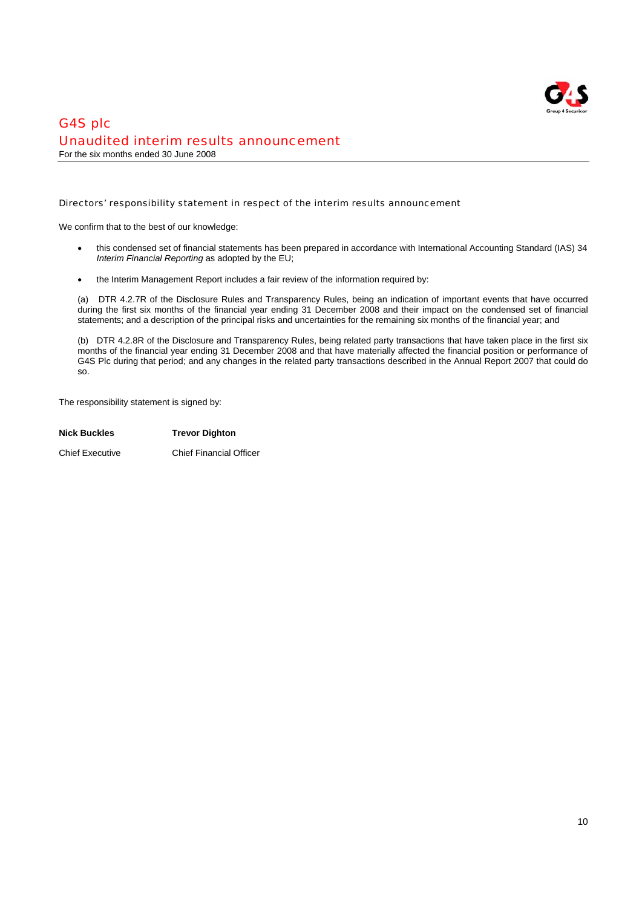# G4S plc

## Unaudited interim results announcement

For the six months ended 30 June 2008

### Directors' responsibility statement in respect of the interim results announcement

We confirm that to the best of our knowledge:

- this condensed set of financial statements has been prepared in accordance with International Accounting Standard (IAS) 34 *Interim Financial Reporting* as adopted by the EU;

- the Interim Management Report includes a fair review of the information required by:

(a) DTR 4.2.7R of the Disclosure Rules and Transparency Rules, being an indication of important events that have occurred during the first six months of the financial year ending 31 December 2008 and their impact on the condensed set of financial statements; and a description of the principal risks and uncertainties for the remaining six months of the financial year; and

(b) DTR 4.2.8R of the Disclosure and Transparency Rules, being related party transactions that have taken place in the first six months of the financial year ending 31 December 2008 and that have materially affected the financial position or performance of G4S Plc during that period; and any changes in the related party transactions described in the Annual Report 2007 that could do so.

The responsibility statement is signed by:

| **Nick Buckles** | **Trevor Dighton** |
|---|---|
| Chief Executive | Chief Financial Officer |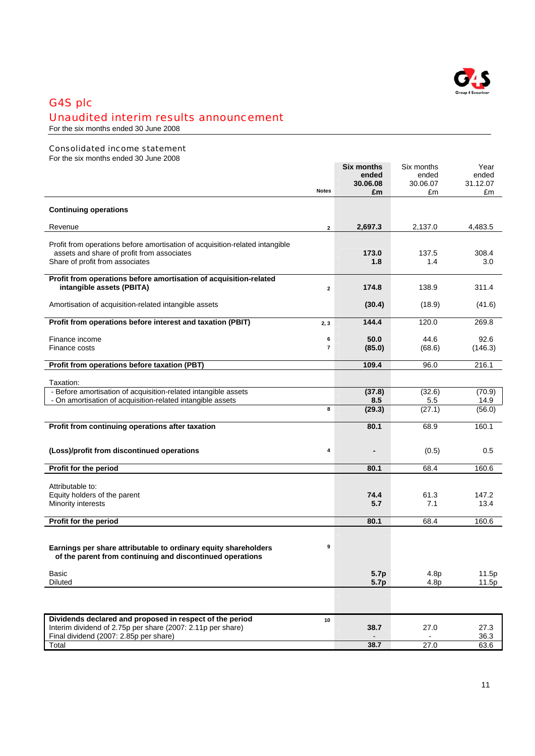# G4S plc

## Unaudited interim results announcement

For the six months ended 30 June 2008

### Consolidated income statement

For the six months ended 30 June 2008

| | Notes | **Six months ended 30.06.08 £m** | Six months ended 30.06.07 £m | Year ended 31.12.07 £m |
|---|---|---|---|---|
| **Continuing operations** | | | | |
| Revenue | 2 | **2,697.3** | 2,137.0 | 4,483.5 |
| Profit from operations before amortisation of acquisition-related intangible assets and share of profit from associates | | **173.0** | 137.5 | 308.4 |
| Share of profit from associates | | **1.8** | 1.4 | 3.0 |
| **Profit from operations before amortisation of acquisition-related intangible assets (PBITA)** | 2 | **174.8** | 138.9 | 311.4 |
| Amortisation of acquisition-related intangible assets | | **(30.4)** | (18.9) | (41.6) |
| **Profit from operations before interest and taxation (PBIT)** | 2, 3 | **144.4** | 120.0 | 269.8 |
| Finance income | 6 | **50.0** | 44.6 | 92.6 |
| Finance costs | 7 | **(85.0)** | (68.6) | (146.3) |
| **Profit from operations before taxation (PBT)** | | **109.4** | 96.0 | 216.1 |
| Taxation: | | | | |
| - Before amortisation of acquisition-related intangible assets | | **(37.8)** | (32.6) | (70.9) |
| - On amortisation of acquisition-related intangible assets | | **8.5** | 5.5 | 14.9 |
| | 8 | **(29.3)** | (27.1) | (56.0) |
| **Profit from continuing operations after taxation** | | **80.1** | 68.9 | 160.1 |
| **(Loss)/profit from discontinued operations** | 4 | **-** | (0.5) | 0.5 |
| **Profit for the period** | | **80.1** | 68.4 | 160.6 |
| Attributable to: | | | | |
| Equity holders of the parent | | **74.4** | 61.3 | 147.2 |
| Minority interests | | **5.7** | 7.1 | 13.4 |
| **Profit for the period** | | **80.1** | 68.4 | 160.6 |
| **Earnings per share attributable to ordinary equity shareholders of the parent from continuing and discontinued operations** | 9 | | | |
| Basic | | **5.7p** | 4.8p | 11.5p |
| Diluted | | **5.7p** | 4.8p | 11.5p |
| **Dividends declared and proposed in respect of the period** | 10 | | | |
| Interim dividend of 2.75p per share (2007: 2.11p per share) | | **38.7** | 27.0 | 27.3 |
| Final dividend (2007: 2.85p per share) | | **-** | - | 36.3 |
| Total | | **38.7** | 27.0 | 63.6 |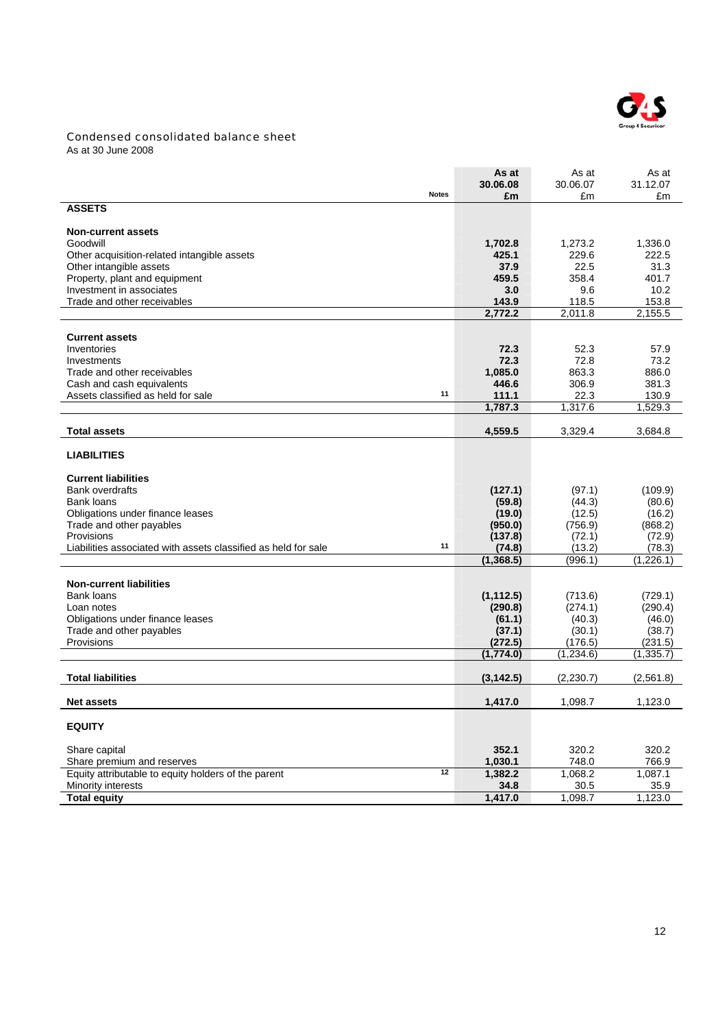## Condensed consolidated balance sheet

As at 30 June 2008

| | Notes | As at 30.06.08 £m | As at 30.06.07 £m | As at 31.12.07 £m |
|---|---|---|---|---|
| **ASSETS** | | | | |
| **Non-current assets** | | | | |
| Goodwill | | **1,702.8** | 1,273.2 | 1,336.0 |
| Other acquisition-related intangible assets | | **425.1** | 229.6 | 222.5 |
| Other intangible assets | | **37.9** | 22.5 | 31.3 |
| Property, plant and equipment | | **459.5** | 358.4 | 401.7 |
| Investment in associates | | **3.0** | 9.6 | 10.2 |
| Trade and other receivables | | **143.9** | 118.5 | 153.8 |
| | | **2,772.2** | 2,011.8 | 2,155.5 |
| **Current assets** | | | | |
| Inventories | | **72.3** | 52.3 | 57.9 |
| Investments | | **72.3** | 72.8 | 73.2 |
| Trade and other receivables | | **1,085.0** | 863.3 | 886.0 |
| Cash and cash equivalents | | **446.6** | 306.9 | 381.3 |
| Assets classified as held for sale | 11 | **111.1** | 22.3 | 130.9 |
| | | **1,787.3** | 1,317.6 | 1,529.3 |
| **Total assets** | | **4,559.5** | 3,329.4 | 3,684.8 |
| **LIABILITIES** | | | | |
| **Current liabilities** | | | | |
| Bank overdrafts | | **(127.1)** | (97.1) | (109.9) |
| Bank loans | | **(59.8)** | (44.3) | (80.6) |
| Obligations under finance leases | | **(19.0)** | (12.5) | (16.2) |
| Trade and other payables | | **(950.0)** | (756.9) | (868.2) |
| Provisions | | **(137.8)** | (72.1) | (72.9) |
| Liabilities associated with assets classified as held for sale | 11 | **(74.8)** | (13.2) | (78.3) |
| | | **(1,368.5)** | (996.1) | (1,226.1) |
| **Non-current liabilities** | | | | |
| Bank loans | | **(1,112.5)** | (713.6) | (729.1) |
| Loan notes | | **(290.8)** | (274.1) | (290.4) |
| Obligations under finance leases | | **(61.1)** | (40.3) | (46.0) |
| Trade and other payables | | **(37.1)** | (30.1) | (38.7) |
| Provisions | | **(272.5)** | (176.5) | (231.5) |
| | | **(1,774.0)** | (1,234.6) | (1,335.7) |
| **Total liabilities** | | **(3,142.5)** | (2,230.7) | (2,561.8) |
| **Net assets** | | **1,417.0** | 1,098.7 | 1,123.0 |
| **EQUITY** | | | | |
| Share capital | | **352.1** | 320.2 | 320.2 |
| Share premium and reserves | | **1,030.1** | 748.0 | 766.9 |
| Equity attributable to equity holders of the parent | 12 | **1,382.2** | 1,068.2 | 1,087.1 |
| Minority interests | | **34.8** | 30.5 | 35.9 |
| **Total equity** | | **1,417.0** | 1,098.7 | 1,123.0 |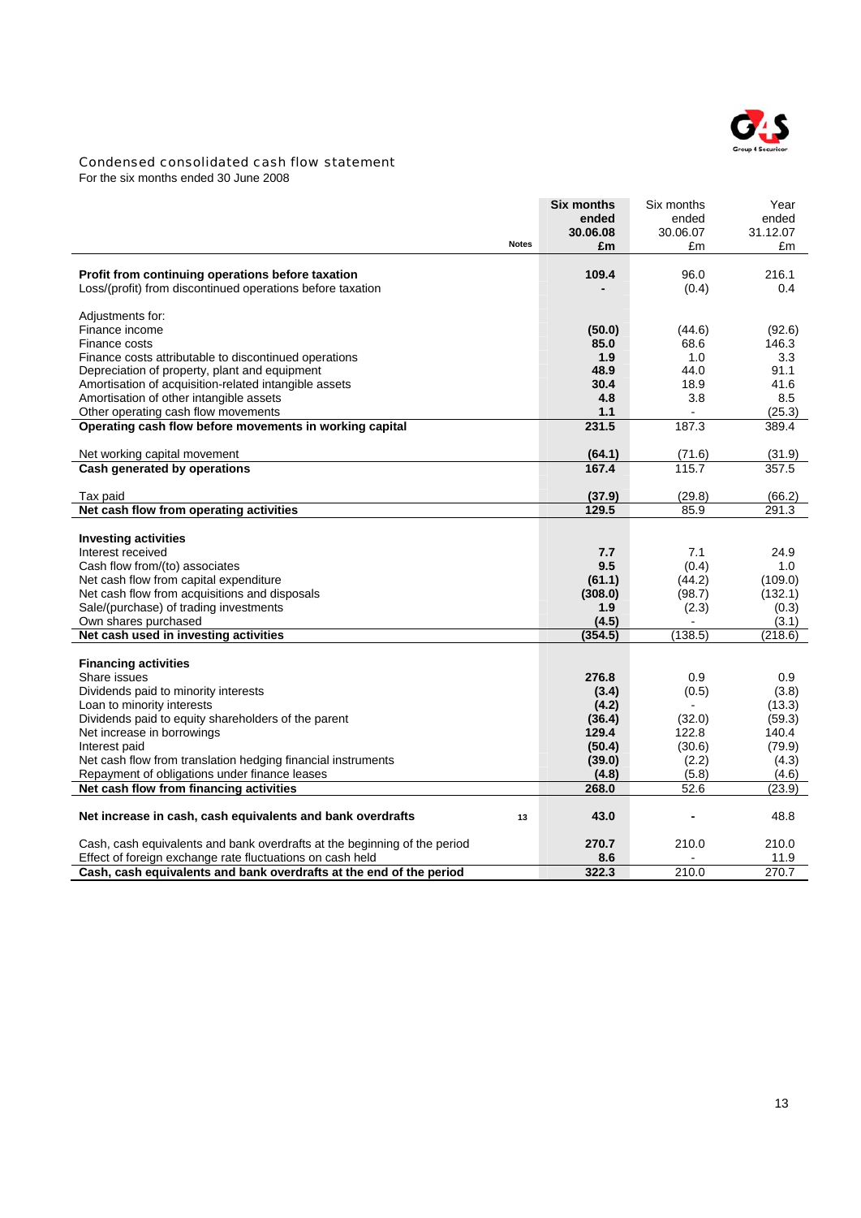## Condensed consolidated cash flow statement

For the six months ended 30 June 2008

| | Notes | **Six months ended 30.06.08 £m** | Six months ended 30.06.07 £m | Year ended 31.12.07 £m |
|---|---|---|---|---|
| **Profit from continuing operations before taxation** | | **109.4** | 96.0 | 216.1 |
| Loss/(profit) from discontinued operations before taxation | | **-** | (0.4) | 0.4 |
| | | | | |
| Adjustments for: | | | | |
| Finance income | | **(50.0)** | (44.6) | (92.6) |
| Finance costs | | **85.0** | 68.6 | 146.3 |
| Finance costs attributable to discontinued operations | | **1.9** | 1.0 | 3.3 |
| Depreciation of property, plant and equipment | | **48.9** | 44.0 | 91.1 |
| Amortisation of acquisition-related intangible assets | | **30.4** | 18.9 | 41.6 |
| Amortisation of other intangible assets | | **4.8** | 3.8 | 8.5 |
| Other operating cash flow movements | | **1.1** | - | (25.3) |
| **Operating cash flow before movements in working capital** | | **231.5** | 187.3 | 389.4 |
| | | | | |
| Net working capital movement | | **(64.1)** | (71.6) | (31.9) |
| **Cash generated by operations** | | **167.4** | 115.7 | 357.5 |
| | | | | |
| Tax paid | | **(37.9)** | (29.8) | (66.2) |
| **Net cash flow from operating activities** | | **129.5** | 85.9 | 291.3 |
| | | | | |
| **Investing activities** | | | | |
| Interest received | | **7.7** | 7.1 | 24.9 |
| Cash flow from/(to) associates | | **9.5** | (0.4) | 1.0 |
| Net cash flow from capital expenditure | | **(61.1)** | (44.2) | (109.0) |
| Net cash flow from acquisitions and disposals | | **(308.0)** | (98.7) | (132.1) |
| Sale/(purchase) of trading investments | | **1.9** | (2.3) | (0.3) |
| Own shares purchased | | **(4.5)** | - | (3.1) |
| **Net cash used in investing activities** | | **(354.5)** | (138.5) | (218.6) |
| | | | | |
| **Financing activities** | | | | |
| Share issues | | **276.8** | 0.9 | 0.9 |
| Dividends paid to minority interests | | **(3.4)** | (0.5) | (3.8) |
| Loan to minority interests | | **(4.2)** | - | (13.3) |
| Dividends paid to equity shareholders of the parent | | **(36.4)** | (32.0) | (59.3) |
| Net increase in borrowings | | **129.4** | 122.8 | 140.4 |
| Interest paid | | **(50.4)** | (30.6) | (79.9) |
| Net cash flow from translation hedging financial instruments | | **(39.0)** | (2.2) | (4.3) |
| Repayment of obligations under finance leases | | **(4.8)** | (5.8) | (4.6) |
| **Net cash flow from financing activities** | | **268.0** | 52.6 | (23.9) |
| | | | | |
| **Net increase in cash, cash equivalents and bank overdrafts** | 13 | **43.0** | - | 48.8 |
| | | | | |
| Cash, cash equivalents and bank overdrafts at the beginning of the period | | **270.7** | 210.0 | 210.0 |
| Effect of foreign exchange rate fluctuations on cash held | | **8.6** | - | 11.9 |
| **Cash, cash equivalents and bank overdrafts at the end of the period** | | **322.3** | 210.0 | 270.7 |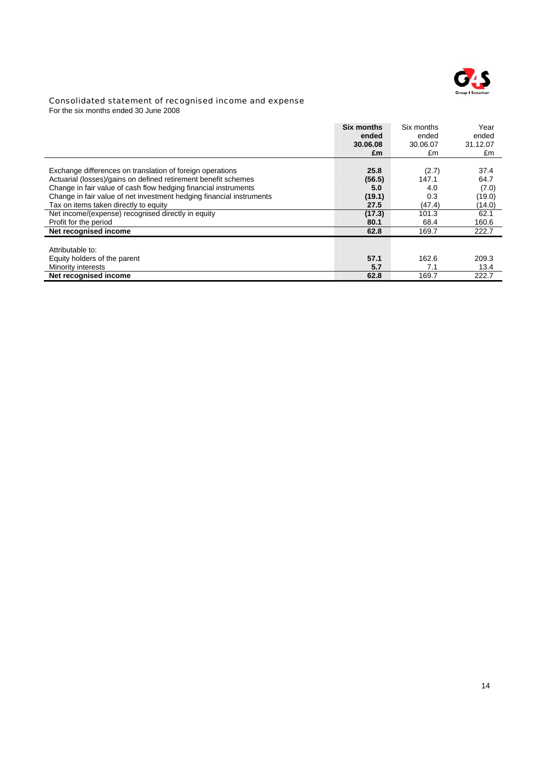## Consolidated statement of recognised income and expense

For the six months ended 30 June 2008

| | **Six months ended 30.06.08 £m** | Six months ended 30.06.07 £m | Year ended 31.12.07 £m |
|---|---|---|---|
| Exchange differences on translation of foreign operations | **25.8** | (2.7) | 37.4 |
| Actuarial (losses)/gains on defined retirement benefit schemes | **(56.5)** | 147.1 | 64.7 |
| Change in fair value of cash flow hedging financial instruments | **5.0** | 4.0 | (7.0) |
| Change in fair value of net investment hedging financial instruments | **(19.1)** | 0.3 | (19.0) |
| Tax on items taken directly to equity | **27.5** | (47.4) | (14.0) |
| Net income/(expense) recognised directly in equity | **(17.3)** | 101.3 | 62.1 |
| Profit for the period | **80.1** | 68.4 | 160.6 |
| **Net recognised income** | **62.8** | 169.7 | 222.7 |
| | | | |
| Attributable to: | | | |
| Equity holders of the parent | **57.1** | 162.6 | 209.3 |
| Minority interests | **5.7** | 7.1 | 13.4 |
| **Net recognised income** | **62.8** | 169.7 | 222.7 |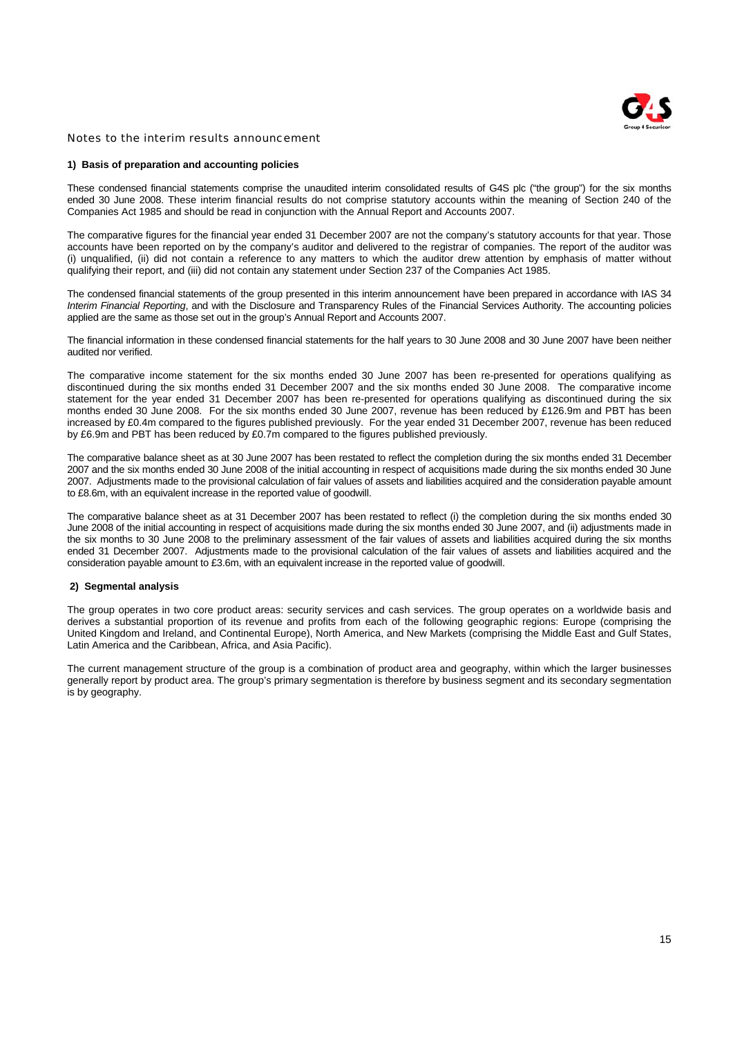## Notes to the interim results announcement

### 1) Basis of preparation and accounting policies

These condensed financial statements comprise the unaudited interim consolidated results of G4S plc ("the group") for the six months ended 30 June 2008. These interim financial results do not comprise statutory accounts within the meaning of Section 240 of the Companies Act 1985 and should be read in conjunction with the Annual Report and Accounts 2007.

The comparative figures for the financial year ended 31 December 2007 are not the company's statutory accounts for that year. Those accounts have been reported on by the company's auditor and delivered to the registrar of companies. The report of the auditor was (i) unqualified, (ii) did not contain a reference to any matters to which the auditor drew attention by emphasis of matter without qualifying their report, and (iii) did not contain any statement under Section 237 of the Companies Act 1985.

The condensed financial statements of the group presented in this interim announcement have been prepared in accordance with IAS 34 *Interim Financial Reporting*, and with the Disclosure and Transparency Rules of the Financial Services Authority. The accounting policies applied are the same as those set out in the group's Annual Report and Accounts 2007.

The financial information in these condensed financial statements for the half years to 30 June 2008 and 30 June 2007 have been neither audited nor verified.

The comparative income statement for the six months ended 30 June 2007 has been re-presented for operations qualifying as discontinued during the six months ended 31 December 2007 and the six months ended 30 June 2008. The comparative income statement for the year ended 31 December 2007 has been re-presented for operations qualifying as discontinued during the six months ended 30 June 2008. For the six months ended 30 June 2007, revenue has been reduced by £126.9m and PBT has been increased by £0.4m compared to the figures published previously. For the year ended 31 December 2007, revenue has been reduced by £6.9m and PBT has been reduced by £0.7m compared to the figures published previously.

The comparative balance sheet as at 30 June 2007 has been restated to reflect the completion during the six months ended 31 December 2007 and the six months ended 30 June 2008 of the initial accounting in respect of acquisitions made during the six months ended 30 June 2007. Adjustments made to the provisional calculation of fair values of assets and liabilities acquired and the consideration payable amount to £8.6m, with an equivalent increase in the reported value of goodwill.

The comparative balance sheet as at 31 December 2007 has been restated to reflect (i) the completion during the six months ended 30 June 2008 of the initial accounting in respect of acquisitions made during the six months ended 30 June 2007, and (ii) adjustments made in the six months to 30 June 2008 to the preliminary assessment of the fair values of assets and liabilities acquired during the six months ended 31 December 2007. Adjustments made to the provisional calculation of the fair values of assets and liabilities acquired and the consideration payable amount to £3.6m, with an equivalent increase in the reported value of goodwill.

### 2) Segmental analysis

The group operates in two core product areas: security services and cash services. The group operates on a worldwide basis and derives a substantial proportion of its revenue and profits from each of the following geographic regions: Europe (comprising the United Kingdom and Ireland, and Continental Europe), North America, and New Markets (comprising the Middle East and Gulf States, Latin America and the Caribbean, Africa, and Asia Pacific).

The current management structure of the group is a combination of product area and geography, within which the larger businesses generally report by product area. The group's primary segmentation is therefore by business segment and its secondary segmentation is by geography.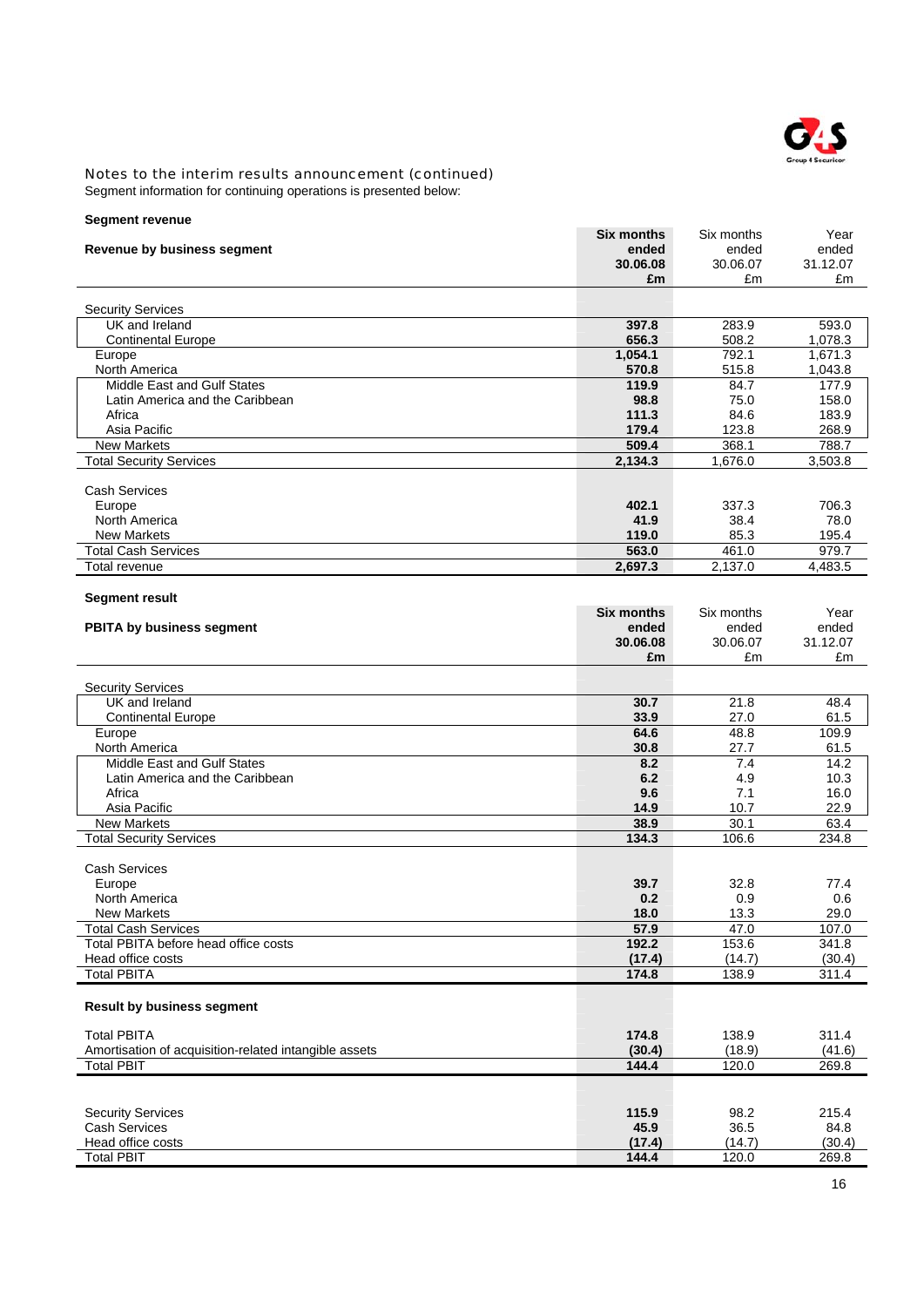### Notes to the interim results announcement (continued)

Segment information for continuing operations is presented below:

**Segment revenue**

| **Revenue by business segment** | **Six months ended 30.06.08 £m** | Six months ended 30.06.07 £m | Year ended 31.12.07 £m |
|---|---|---|---|
| Security Services | | | |
| UK and Ireland | **397.8** | 283.9 | 593.0 |
| Continental Europe | **656.3** | 508.2 | 1,078.3 |
| Europe | **1,054.1** | 792.1 | 1,671.3 |
| North America | **570.8** | 515.8 | 1,043.8 |
| Middle East and Gulf States | **119.9** | 84.7 | 177.9 |
| Latin America and the Caribbean | **98.8** | 75.0 | 158.0 |
| Africa | **111.3** | 84.6 | 183.9 |
| Asia Pacific | **179.4** | 123.8 | 268.9 |
| New Markets | **509.4** | 368.1 | 788.7 |
| Total Security Services | **2,134.3** | 1,676.0 | 3,503.8 |
| Cash Services | | | |
| Europe | **402.1** | 337.3 | 706.3 |
| North America | **41.9** | 38.4 | 78.0 |
| New Markets | **119.0** | 85.3 | 195.4 |
| Total Cash Services | **563.0** | 461.0 | 979.7 |
| Total revenue | **2,697.3** | 2,137.0 | 4,483.5 |

**Segment result**

| **PBITA by business segment** | **Six months ended 30.06.08 £m** | Six months ended 30.06.07 £m | Year ended 31.12.07 £m |
|---|---|---|---|
| Security Services | | | |
| UK and Ireland | **30.7** | 21.8 | 48.4 |
| Continental Europe | **33.9** | 27.0 | 61.5 |
| Europe | **64.6** | 48.8 | 109.9 |
| North America | **30.8** | 27.7 | 61.5 |
| Middle East and Gulf States | **8.2** | 7.4 | 14.2 |
| Latin America and the Caribbean | **6.2** | 4.9 | 10.3 |
| Africa | **9.6** | 7.1 | 16.0 |
| Asia Pacific | **14.9** | 10.7 | 22.9 |
| New Markets | **38.9** | 30.1 | 63.4 |
| Total Security Services | **134.3** | 106.6 | 234.8 |
| Cash Services | | | |
| Europe | **39.7** | 32.8 | 77.4 |
| North America | **0.2** | 0.9 | 0.6 |
| New Markets | **18.0** | 13.3 | 29.0 |
| Total Cash Services | **57.9** | 47.0 | 107.0 |
| Total PBITA before head office costs | **192.2** | 153.6 | 341.8 |
| Head office costs | **(17.4)** | (14.7) | (30.4) |
| Total PBITA | **174.8** | 138.9 | 311.4 |

**Result by business segment**

| | | | |
|---|---|---|---|
| Total PBITA | **174.8** | 138.9 | 311.4 |
| Amortisation of acquisition-related intangible assets | **(30.4)** | (18.9) | (41.6) |
| Total PBIT | **144.4** | 120.0 | 269.8 |
| | | | |
| Security Services | **115.9** | 98.2 | 215.4 |
| Cash Services | **45.9** | 36.5 | 84.8 |
| Head office costs | **(17.4)** | (14.7) | (30.4) |
| Total PBIT | **144.4** | 120.0 | 269.8 |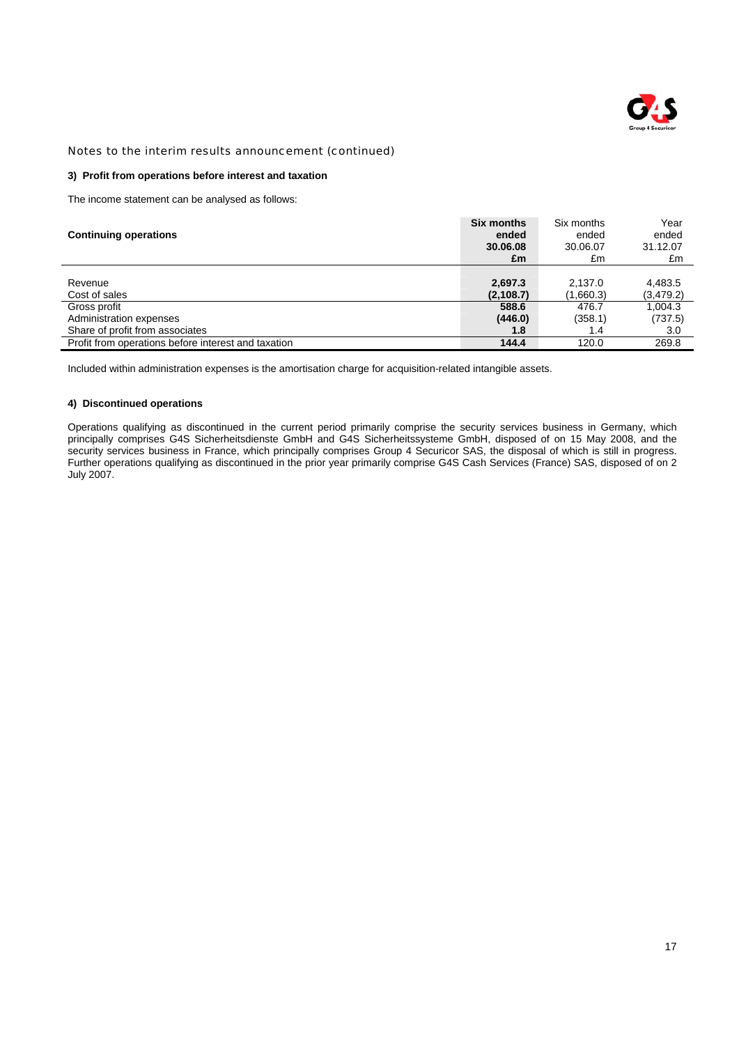Notes to the interim results announcement (continued)

### 3) Profit from operations before interest and taxation

The income statement can be analysed as follows:

| Continuing operations | Six months ended 30.06.08 £m | Six months ended 30.06.07 £m | Year ended 31.12.07 £m |
|---|---|---|---|
| Revenue | **2,697.3** | 2,137.0 | 4,483.5 |
| Cost of sales | **(2,108.7)** | (1,660.3) | (3,479.2) |
| Gross profit | **588.6** | 476.7 | 1,004.3 |
| Administration expenses | **(446.0)** | (358.1) | (737.5) |
| Share of profit from associates | **1.8** | 1.4 | 3.0 |
| Profit from operations before interest and taxation | **144.4** | 120.0 | 269.8 |

Included within administration expenses is the amortisation charge for acquisition-related intangible assets.

### 4) Discontinued operations

Operations qualifying as discontinued in the current period primarily comprise the security services business in Germany, which principally comprises G4S Sicherheitsdienste GmbH and G4S Sicherheitssysteme GmbH, disposed of on 15 May 2008, and the security services business in France, which principally comprises Group 4 Securicor SAS, the disposal of which is still in progress. Further operations qualifying as discontinued in the prior year primarily comprise G4S Cash Services (France) SAS, disposed of on 2 July 2007.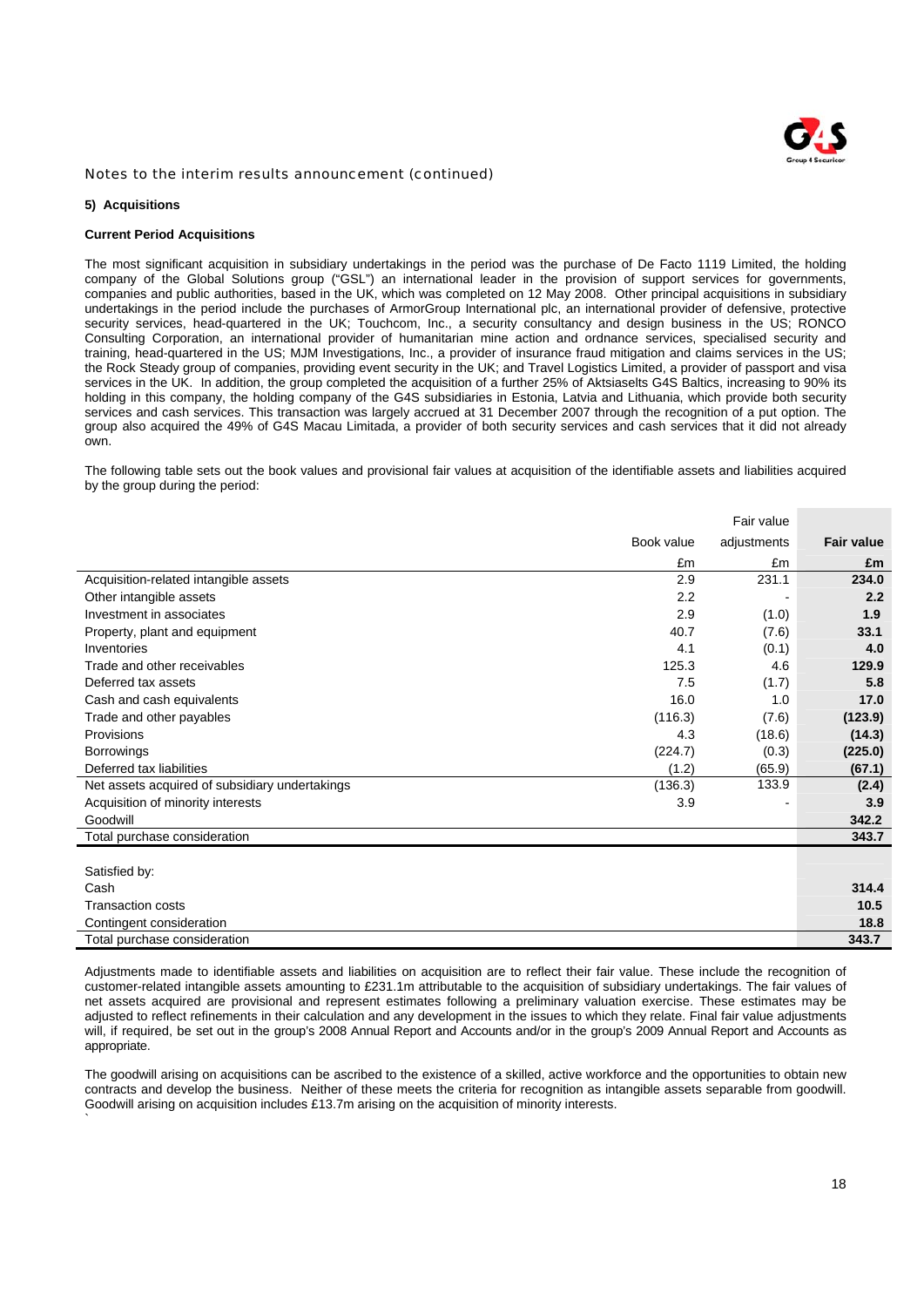Notes to the interim results announcement (continued)

### 5) Acquisitions

#### Current Period Acquisitions

The most significant acquisition in subsidiary undertakings in the period was the purchase of De Facto 1119 Limited, the holding company of the Global Solutions group ("GSL") an international leader in the provision of support services for governments, companies and public authorities, based in the UK, which was completed on 12 May 2008. Other principal acquisitions in subsidiary undertakings in the period include the purchases of ArmorGroup International plc, an international provider of defensive, protective security services, head-quartered in the UK; Touchcom, Inc., a security consultancy and design business in the US; RONCO Consulting Corporation, an international provider of humanitarian mine action and ordnance services, specialised security and training, head-quartered in the US; MJM Investigations, Inc., a provider of insurance fraud mitigation and claims services in the US; the Rock Steady group of companies, providing event security in the UK; and Travel Logistics Limited, a provider of passport and visa services in the UK. In addition, the group completed the acquisition of a further 25% of Aktsiaselts G4S Baltics, increasing to 90% its holding in this company, the holding company of the G4S subsidiaries in Estonia, Latvia and Lithuania, which provide both security services and cash services. This transaction was largely accrued at 31 December 2007 through the recognition of a put option. The group also acquired the 49% of G4S Macau Limitada, a provider of both security services and cash services that it did not already own.

The following table sets out the book values and provisional fair values at acquisition of the identifiable assets and liabilities acquired by the group during the period:

| | Book value | Fair value adjustments | **Fair value** |
|---|---|---|---|
| | £m | £m | **£m** |
| Acquisition-related intangible assets | 2.9 | 231.1 | **234.0** |
| Other intangible assets | 2.2 | - | **2.2** |
| Investment in associates | 2.9 | (1.0) | **1.9** |
| Property, plant and equipment | 40.7 | (7.6) | **33.1** |
| Inventories | 4.1 | (0.1) | **4.0** |
| Trade and other receivables | 125.3 | 4.6 | **129.9** |
| Deferred tax assets | 7.5 | (1.7) | **5.8** |
| Cash and cash equivalents | 16.0 | 1.0 | **17.0** |
| Trade and other payables | (116.3) | (7.6) | **(123.9)** |
| Provisions | 4.3 | (18.6) | **(14.3)** |
| Borrowings | (224.7) | (0.3) | **(225.0)** |
| Deferred tax liabilities | (1.2) | (65.9) | **(67.1)** |
| Net assets acquired of subsidiary undertakings | (136.3) | 133.9 | **(2.4)** |
| Acquisition of minority interests | 3.9 | - | **3.9** |
| Goodwill | | | **342.2** |
| Total purchase consideration | | | **343.7** |
| | | | |
| Satisfied by: | | | |
| Cash | | | **314.4** |
| Transaction costs | | | **10.5** |
| Contingent consideration | | | **18.8** |
| Total purchase consideration | | | **343.7** |

Adjustments made to identifiable assets and liabilities on acquisition are to reflect their fair value. These include the recognition of customer-related intangible assets amounting to £231.1m attributable to the acquisition of subsidiary undertakings. The fair values of net assets acquired are provisional and represent estimates following a preliminary valuation exercise. These estimates may be adjusted to reflect refinements in their calculation and any development in the issues to which they relate. Final fair value adjustments will, if required, be set out in the group's 2008 Annual Report and Accounts and/or in the group's 2009 Annual Report and Accounts as appropriate.

The goodwill arising on acquisitions can be ascribed to the existence of a skilled, active workforce and the opportunities to obtain new contracts and develop the business. Neither of these meets the criteria for recognition as intangible assets separable from goodwill. Goodwill arising on acquisition includes £13.7m arising on the acquisition of minority interests.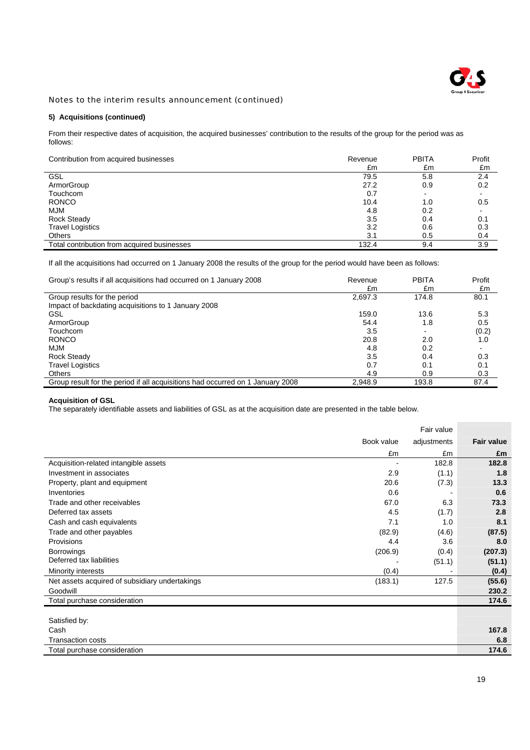Notes to the interim results announcement (continued)

### 5) Acquisitions (continued)

From their respective dates of acquisition, the acquired businesses' contribution to the results of the group for the period was as follows:

| Contribution from acquired businesses | Revenue £m | PBITA £m | Profit £m |
|---|---|---|---|
| GSL | 79.5 | 5.8 | 2.4 |
| ArmorGroup | 27.2 | 0.9 | 0.2 |
| Touchcom | 0.7 | - | - |
| RONCO | 10.4 | 1.0 | 0.5 |
| MJM | 4.8 | 0.2 | - |
| Rock Steady | 3.5 | 0.4 | 0.1 |
| Travel Logistics | 3.2 | 0.6 | 0.3 |
| Others | 3.1 | 0.5 | 0.4 |
| Total contribution from acquired businesses | 132.4 | 9.4 | 3.9 |

If all the acquisitions had occurred on 1 January 2008 the results of the group for the period would have been as follows:

| Group's results if all acquisitions had occurred on 1 January 2008 | Revenue £m | PBITA £m | Profit £m |
|---|---|---|---|
| Group results for the period | 2,697.3 | 174.8 | 80.1 |
| Impact of backdating acquisitions to 1 January 2008 | | | |
| GSL | 159.0 | 13.6 | 5.3 |
| ArmorGroup | 54.4 | 1.8 | 0.5 |
| Touchcom | 3.5 | - | (0.2) |
| RONCO | 20.8 | 2.0 | 1.0 |
| MJM | 4.8 | 0.2 | - |
| Rock Steady | 3.5 | 0.4 | 0.3 |
| Travel Logistics | 0.7 | 0.1 | 0.1 |
| Others | 4.9 | 0.9 | 0.3 |
| Group result for the period if all acquisitions had occurred on 1 January 2008 | 2,948.9 | 193.8 | 87.4 |

**Acquisition of GSL**

The separately identifiable assets and liabilities of GSL as at the acquisition date are presented in the table below.

| | Book value £m | Fair value adjustments £m | **Fair value £m** |
|---|---|---|---|
| Acquisition-related intangible assets | - | 182.8 | **182.8** |
| Investment in associates | 2.9 | (1.1) | **1.8** |
| Property, plant and equipment | 20.6 | (7.3) | **13.3** |
| Inventories | 0.6 | - | **0.6** |
| Trade and other receivables | 67.0 | 6.3 | **73.3** |
| Deferred tax assets | 4.5 | (1.7) | **2.8** |
| Cash and cash equivalents | 7.1 | 1.0 | **8.1** |
| Trade and other payables | (82.9) | (4.6) | **(87.5)** |
| Provisions | 4.4 | 3.6 | **8.0** |
| Borrowings | (206.9) | (0.4) | **(207.3)** |
| Deferred tax liabilities | - | (51.1) | **(51.1)** |
| Minority interests | (0.4) | - | **(0.4)** |
| Net assets acquired of subsidiary undertakings | (183.1) | 127.5 | **(55.6)** |
| Goodwill | | | **230.2** |
| Total purchase consideration | | | **174.6** |
| | | | |
| Satisfied by: | | | |
| Cash | | | **167.8** |
| Transaction costs | | | **6.8** |
| Total purchase consideration | | | **174.6** |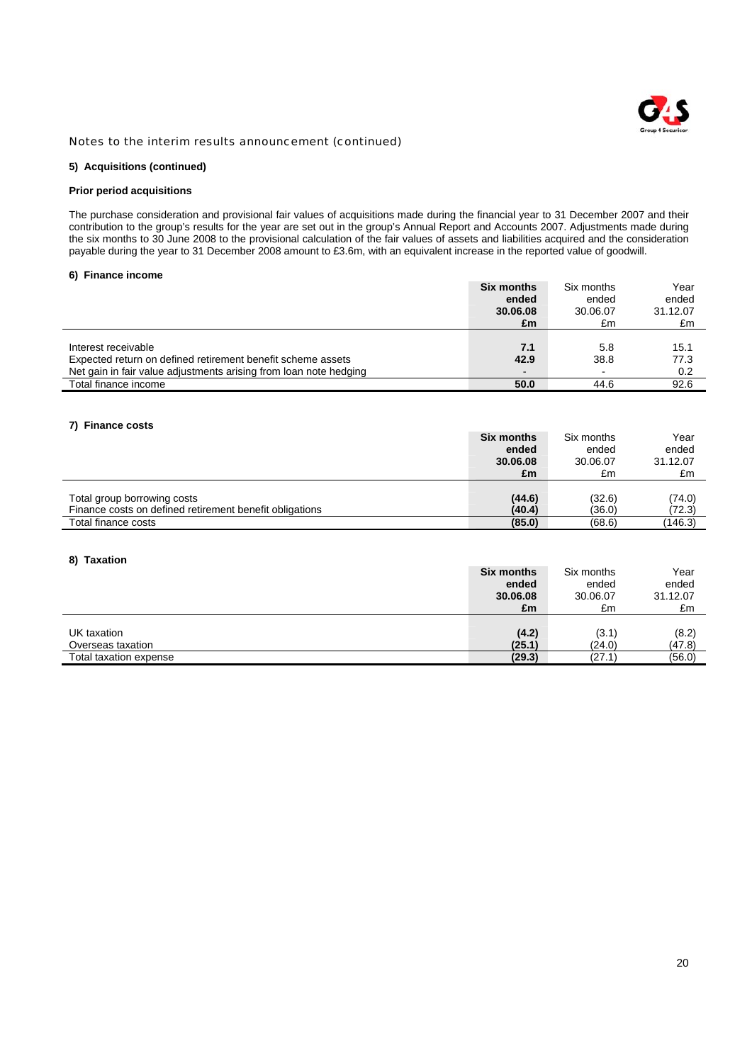Notes to the interim results announcement (continued)

**5) Acquisitions (continued)**

**Prior period acquisitions**

The purchase consideration and provisional fair values of acquisitions made during the financial year to 31 December 2007 and their contribution to the group's results for the year are set out in the group's Annual Report and Accounts 2007. Adjustments made during the six months to 30 June 2008 to the provisional calculation of the fair values of assets and liabilities acquired and the consideration payable during the year to 31 December 2008 amount to £3.6m, with an equivalent increase in the reported value of goodwill.

**6) Finance income**

| | **Six months ended 30.06.08 £m** | Six months ended 30.06.07 £m | Year ended 31.12.07 £m |
|---|---|---|---|
| Interest receivable | **7.1** | 5.8 | 15.1 |
| Expected return on defined retirement benefit scheme assets | **42.9** | 38.8 | 77.3 |
| Net gain in fair value adjustments arising from loan note hedging | **-** | - | 0.2 |
| Total finance income | **50.0** | 44.6 | 92.6 |

**7) Finance costs**

| | **Six months ended 30.06.08 £m** | Six months ended 30.06.07 £m | Year ended 31.12.07 £m |
|---|---|---|---|
| Total group borrowing costs | **(44.6)** | (32.6) | (74.0) |
| Finance costs on defined retirement benefit obligations | **(40.4)** | (36.0) | (72.3) |
| Total finance costs | **(85.0)** | (68.6) | (146.3) |

**8) Taxation**

| | **Six months ended 30.06.08 £m** | Six months ended 30.06.07 £m | Year ended 31.12.07 £m |
|---|---|---|---|
| UK taxation | **(4.2)** | (3.1) | (8.2) |
| Overseas taxation | **(25.1)** | (24.0) | (47.8) |
| Total taxation expense | **(29.3)** | (27.1) | (56.0) |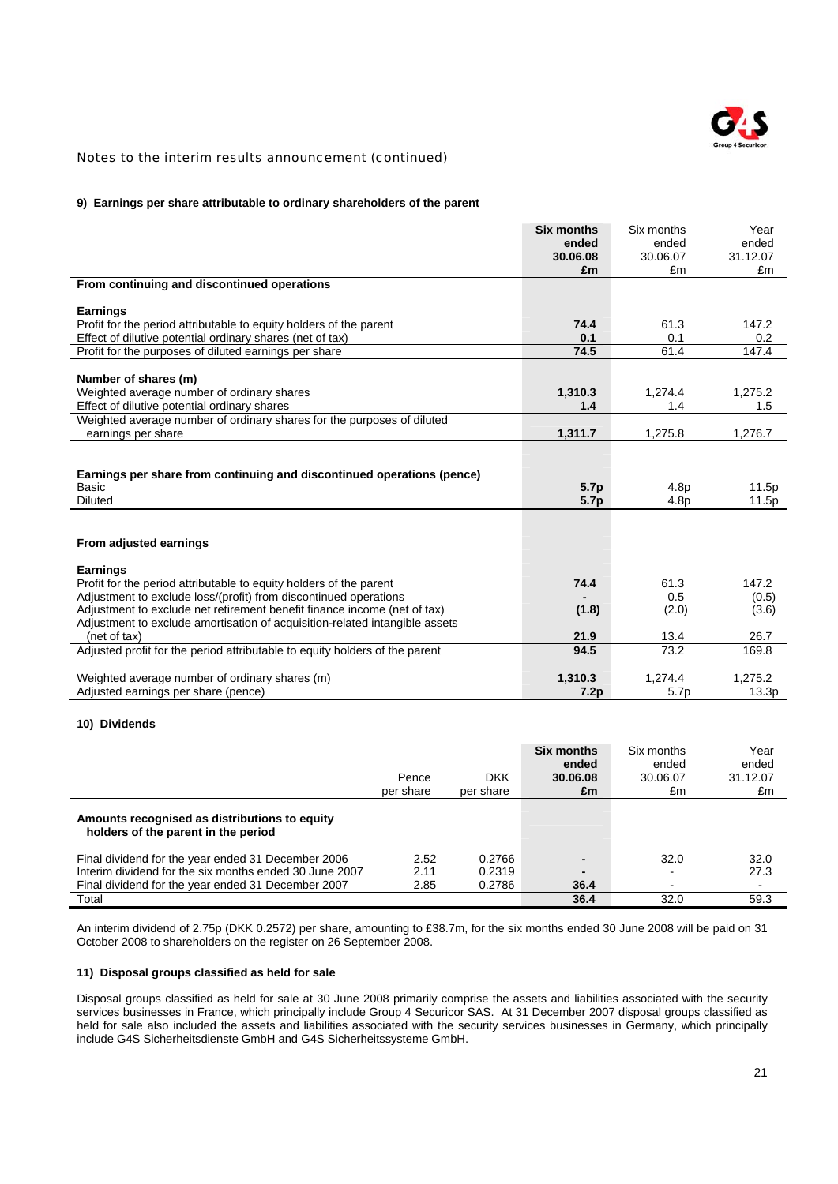Notes to the interim results announcement (continued)

#### 9) Earnings per share attributable to ordinary shareholders of the parent

| | **Six months ended 30.06.08 £m** | Six months ended 30.06.07 £m | Year ended 31.12.07 £m |
|---|---|---|---|
| **From continuing and discontinued operations** | | | |
| **Earnings** | | | |
| Profit for the period attributable to equity holders of the parent | **74.4** | 61.3 | 147.2 |
| Effect of dilutive potential ordinary shares (net of tax) | **0.1** | 0.1 | 0.2 |
| Profit for the purposes of diluted earnings per share | **74.5** | 61.4 | 147.4 |
| **Number of shares (m)** | | | |
| Weighted average number of ordinary shares | **1,310.3** | 1,274.4 | 1,275.2 |
| Effect of dilutive potential ordinary shares | **1.4** | 1.4 | 1.5 |
| Weighted average number of ordinary shares for the purposes of diluted earnings per share | **1,311.7** | 1,275.8 | 1,276.7 |
| **Earnings per share from continuing and discontinued operations (pence)** | | | |
| Basic | **5.7p** | 4.8p | 11.5p |
| Diluted | **5.7p** | 4.8p | 11.5p |
| **From adjusted earnings** | | | |
| **Earnings** | | | |
| Profit for the period attributable to equity holders of the parent | **74.4** | 61.3 | 147.2 |
| Adjustment to exclude loss/(profit) from discontinued operations | **-** | 0.5 | (0.5) |
| Adjustment to exclude net retirement benefit finance income (net of tax) | **(1.8)** | (2.0) | (3.6) |
| Adjustment to exclude amortisation of acquisition-related intangible assets (net of tax) | **21.9** | 13.4 | 26.7 |
| Adjusted profit for the period attributable to equity holders of the parent | **94.5** | 73.2 | 169.8 |
| Weighted average number of ordinary shares (m) | **1,310.3** | 1,274.4 | 1,275.2 |
| Adjusted earnings per share (pence) | **7.2p** | 5.7p | 13.3p |

#### 10) Dividends

| | Pence per share | DKK per share | **Six months ended 30.06.08 £m** | Six months ended 30.06.07 £m | Year ended 31.12.07 £m |
|---|---|---|---|---|---|
| **Amounts recognised as distributions to equity holders of the parent in the period** | | | | | |
| Final dividend for the year ended 31 December 2006 | 2.52 | 0.2766 | **-** | 32.0 | 32.0 |
| Interim dividend for the six months ended 30 June 2007 | 2.11 | 0.2319 | **-** | - | 27.3 |
| Final dividend for the year ended 31 December 2007 | 2.85 | 0.2786 | **36.4** | - | - |
| Total | | | **36.4** | 32.0 | 59.3 |

An interim dividend of 2.75p (DKK 0.2572) per share, amounting to £38.7m, for the six months ended 30 June 2008 will be paid on 31 October 2008 to shareholders on the register on 26 September 2008.

#### 11) Disposal groups classified as held for sale

Disposal groups classified as held for sale at 30 June 2008 primarily comprise the assets and liabilities associated with the security services businesses in France, which principally include Group 4 Securicor SAS. At 31 December 2007 disposal groups classified as held for sale also included the assets and liabilities associated with the security services businesses in Germany, which principally include G4S Sicherheitsdienste GmbH and G4S Sicherheitssysteme GmbH.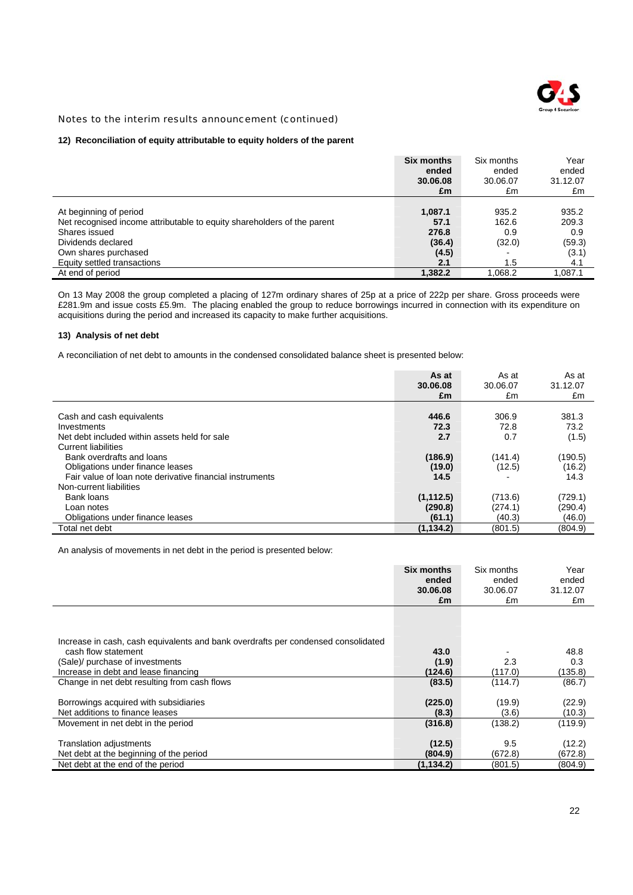Notes to the interim results announcement (continued)

### 12) Reconciliation of equity attributable to equity holders of the parent

| | **Six months ended 30.06.08 £m** | Six months ended 30.06.07 £m | Year ended 31.12.07 £m |
|---|---|---|---|
| At beginning of period | **1,087.1** | 935.2 | 935.2 |
| Net recognised income attributable to equity shareholders of the parent | **57.1** | 162.6 | 209.3 |
| Shares issued | **276.8** | 0.9 | 0.9 |
| Dividends declared | **(36.4)** | (32.0) | (59.3) |
| Own shares purchased | **(4.5)** | - | (3.1) |
| Equity settled transactions | **2.1** | 1.5 | 4.1 |
| At end of period | **1,382.2** | 1,068.2 | 1,087.1 |

On 13 May 2008 the group completed a placing of 127m ordinary shares of 25p at a price of 222p per share. Gross proceeds were £281.9m and issue costs £5.9m. The placing enabled the group to reduce borrowings incurred in connection with its expenditure on acquisitions during the period and increased its capacity to make further acquisitions.

### 13) Analysis of net debt

A reconciliation of net debt to amounts in the condensed consolidated balance sheet is presented below:

| | **As at 30.06.08 £m** | As at 30.06.07 £m | As at 31.12.07 £m |
|---|---|---|---|
| Cash and cash equivalents | **446.6** | 306.9 | 381.3 |
| Investments | **72.3** | 72.8 | 73.2 |
| Net debt included within assets held for sale | **2.7** | 0.7 | (1.5) |
| Current liabilities | | | |
| Bank overdrafts and loans | **(186.9)** | (141.4) | (190.5) |
| Obligations under finance leases | **(19.0)** | (12.5) | (16.2) |
| Fair value of loan note derivative financial instruments | **14.5** | - | 14.3 |
| Non-current liabilities | | | |
| Bank loans | **(1,112.5)** | (713.6) | (729.1) |
| Loan notes | **(290.8)** | (274.1) | (290.4) |
| Obligations under finance leases | **(61.1)** | (40.3) | (46.0) |
| Total net debt | **(1,134.2)** | (801.5) | (804.9) |

An analysis of movements in net debt in the period is presented below:

| | **Six months ended 30.06.08 £m** | Six months ended 30.06.07 £m | Year ended 31.12.07 £m |
|---|---|---|---|
| Increase in cash, cash equivalents and bank overdrafts per condensed consolidated cash flow statement | **43.0** | - | 48.8 |
| (Sale)/ purchase of investments | **(1.9)** | 2.3 | 0.3 |
| Increase in debt and lease financing | **(124.6)** | (117.0) | (135.8) |
| Change in net debt resulting from cash flows | **(83.5)** | (114.7) | (86.7) |
| | | | |
| Borrowings acquired with subsidiaries | **(225.0)** | (19.9) | (22.9) |
| Net additions to finance leases | **(8.3)** | (3.6) | (10.3) |
| Movement in net debt in the period | **(316.8)** | (138.2) | (119.9) |
| | | | |
| Translation adjustments | **(12.5)** | 9.5 | (12.2) |
| Net debt at the beginning of the period | **(804.9)** | (672.8) | (672.8) |
| Net debt at the end of the period | **(1,134.2)** | (801.5) | (804.9) |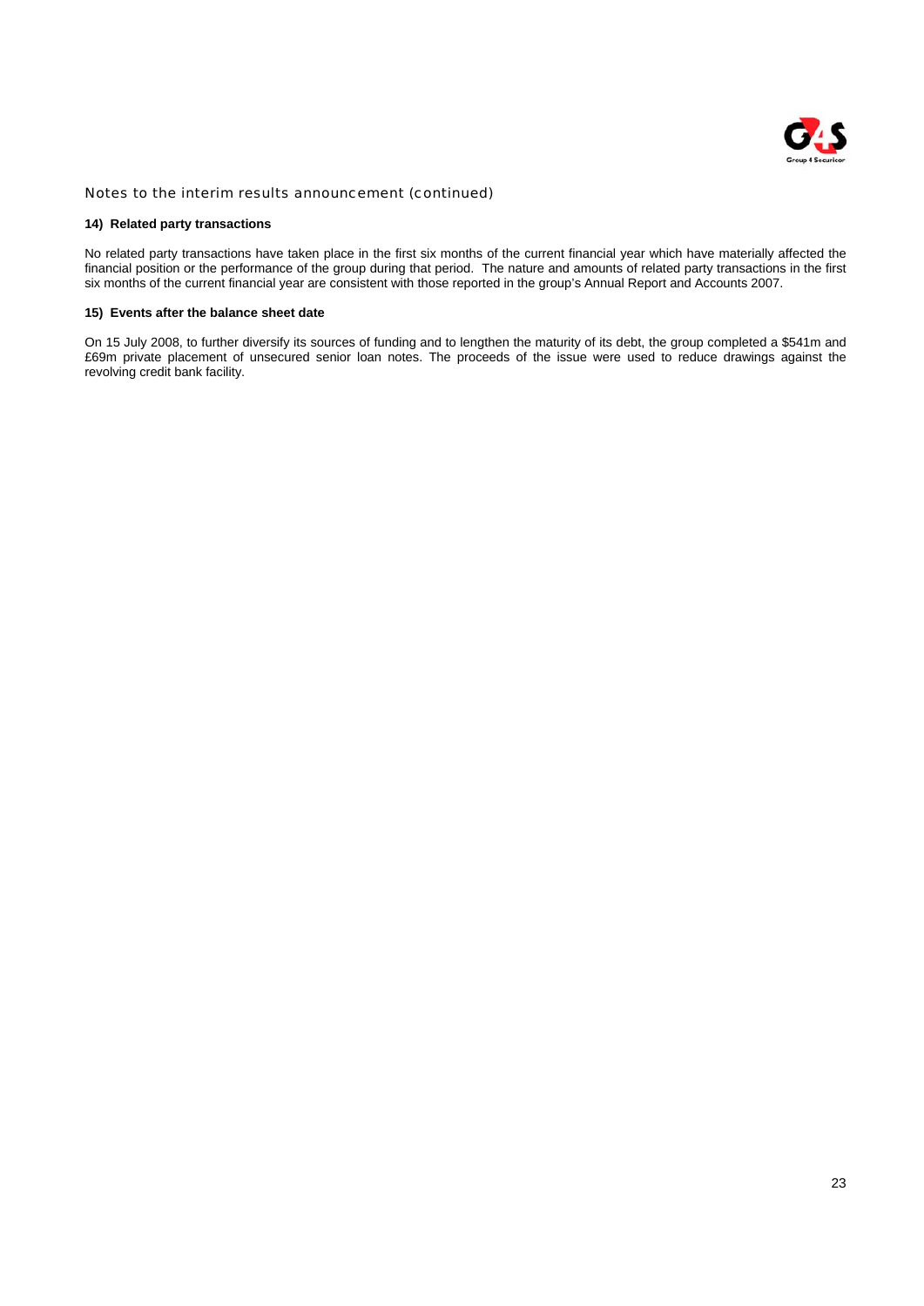Notes to the interim results announcement (continued)

### 14) Related party transactions

No related party transactions have taken place in the first six months of the current financial year which have materially affected the financial position or the performance of the group during that period. The nature and amounts of related party transactions in the first six months of the current financial year are consistent with those reported in the group's Annual Report and Accounts 2007.

### 15) Events after the balance sheet date

On 15 July 2008, to further diversify its sources of funding and to lengthen the maturity of its debt, the group completed a $541m and £69m private placement of unsecured senior loan notes. The proceeds of the issue were used to reduce drawings against the revolving credit bank facility.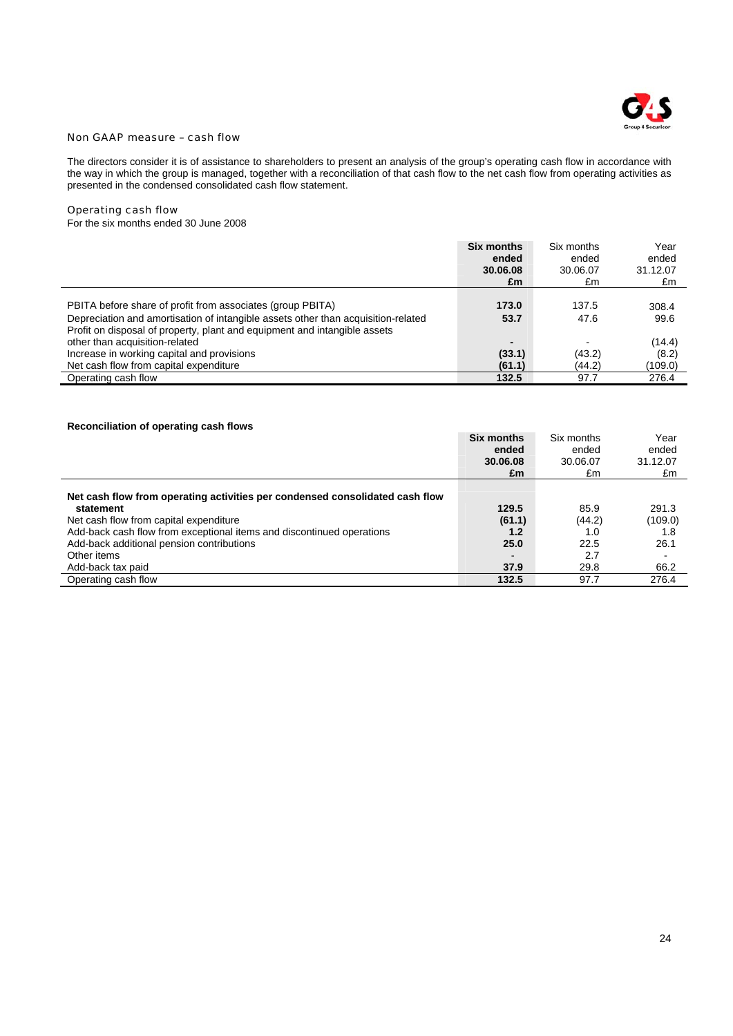## Non GAAP measure – cash flow

The directors consider it is of assistance to shareholders to present an analysis of the group's operating cash flow in accordance with the way in which the group is managed, together with a reconciliation of that cash flow to the net cash flow from operating activities as presented in the condensed consolidated cash flow statement.

### Operating cash flow

For the six months ended 30 June 2008

| | **Six months ended 30.06.08 £m** | Six months ended 30.06.07 £m | Year ended 31.12.07 £m |
|---|---|---|---|
| PBITA before share of profit from associates (group PBITA) | **173.0** | 137.5 | 308.4 |
| Depreciation and amortisation of intangible assets other than acquisition-related | **53.7** | 47.6 | 99.6 |
| Profit on disposal of property, plant and equipment and intangible assets other than acquisition-related | **-** | - | (14.4) |
| Increase in working capital and provisions | **(33.1)** | (43.2) | (8.2) |
| Net cash flow from capital expenditure | **(61.1)** | (44.2) | (109.0) |
| Operating cash flow | **132.5** | 97.7 | 276.4 |

**Reconciliation of operating cash flows**

| | **Six months ended 30.06.08 £m** | Six months ended 30.06.07 £m | Year ended 31.12.07 £m |
|---|---|---|---|
| **Net cash flow from operating activities per condensed consolidated cash flow statement** | **129.5** | 85.9 | 291.3 |
| Net cash flow from capital expenditure | **(61.1)** | (44.2) | (109.0) |
| Add-back cash flow from exceptional items and discontinued operations | **1.2** | 1.0 | 1.8 |
| Add-back additional pension contributions | **25.0** | 22.5 | 26.1 |
| Other items | **-** | 2.7 | - |
| Add-back tax paid | **37.9** | 29.8 | 66.2 |
| Operating cash flow | **132.5** | 97.7 | 276.4 |